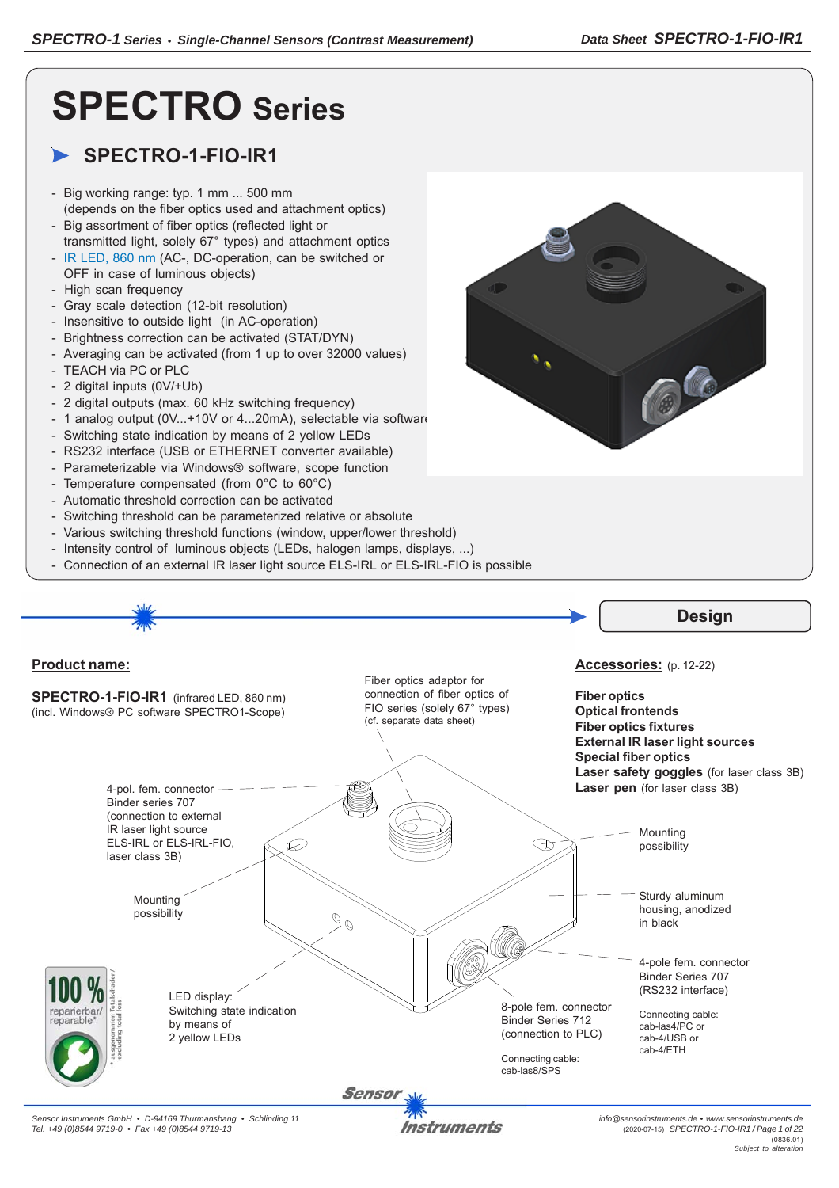# SPECTRO Series

## SPECTRO-1-FIO-IR1

- Big working range: typ. 1 mm ... 500 mm (depends on the fiber optics used and attachment optics)
- Big assortment of fiber optics (reflected light or transmitted light, solely 67° types) and attachment optics
- IR LED, 860 nm (AC-, DC-operation, can be switched or OFF in case of luminous objects)
- High scan frequency
- Gray scale detection (12-bit resolution)
- Insensitive to outside light (in AC-operation)
- Brightness correction can be activated (STAT/DYN)
- Averaging can be activated (from 1 up to over 32000 values)
- TEACH via PC or PLC
- 2 digital inputs (0V/+Ub)
- 2 digital outputs (max. 60 kHz switching frequency)
- 1 analog output (0V...+10V or 4...20mA), selectable via software
- Switching state indication by means of 2 yellow LEDs
- RS232 interface (USB or ETHERNET converter available)
- Parameterizable via Windows® software, scope function
- Temperature compensated (from 0°C to 60°C)
- Automatic threshold correction can be activated
- Switching threshold can be parameterized relative or absolute
- Various switching threshold functions (window, upper/lower threshold)
- Intensity control of luminous objects (LEDs, halogen lamps, displays, ...)
- Connection of an external IR laser light source ELS-IRL or ELS-IRL-FIO is possible

## Design

**Product name:**

**SPECTRO-1-FIO-IR1** (infrared LED, 860 nm)
(incl. Windows® PC software SPECTRO1-Scope)

**Accessories:** (p. 12-22)

**Fiber optics**
**Optical frontends**
**Fiber optics fixtures**
**External IR laser light sources**
**Special fiber optics**
**Laser safety goggles** (for laser class 3B)
**Laser pen** (for laser class 3B)

Fiber optics adaptor for connection of fiber optics of FIO series (solely 67° types) (cf. separate data sheet)

4-pol. fem. connector Binder series 707 (connection to external IR laser light source ELS-IRL or ELS-IRL-FIO, laser class 3B)

Mounting possibility

Mounting possibility

Sturdy aluminum housing, anodized in black

4-pole fem. connector Binder Series 707 (RS232 interface)

Connecting cable: cab-las4/PC or cab-4/USB or cab-4/ETH

8-pole fem. connector Binder Series 712 (connection to PLC)

Connecting cable: cab-las8/SPS

LED display: Switching state indication by means of 2 yellow LEDs

100 % reparierbar/ reparable* (* ausgenommen Totalschaden/ excluding total loss)

Sensor Instruments GmbH • D-94169 Thurmansbang • Schlinding 11
Tel. +49 (0)8544 9719-0 • Fax +49 (0)8544 9719-13

info@sensorinstruments.de • www.sensorinstruments.de
(2020-07-15) SPECTRO-1-FIO-IR1
(0836.01)
Subject to alteration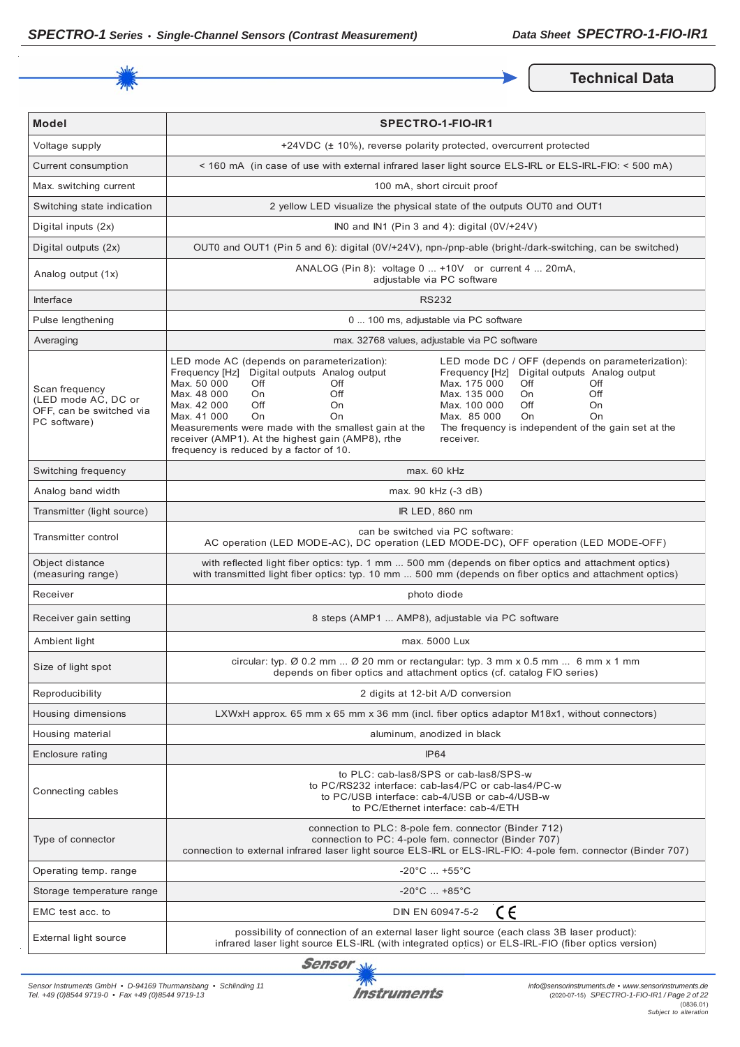## Technical Data

| Model | SPECTRO-1-FIO-IR1 |
|---|---|
| Voltage supply | +24VDC (± 10%), reverse polarity protected, overcurrent protected |
| Current consumption | < 160 mA (in case of use with external infrared laser light source ELS-IRL or ELS-IRL-FIO: < 500 mA) |
| Max. switching current | 100 mA, short circuit proof |
| Switching state indication | 2 yellow LED visualize the physical state of the outputs OUT0 and OUT1 |
| Digital inputs (2x) | IN0 and IN1 (Pin 3 and 4): digital (0V/+24V) |
| Digital outputs (2x) | OUT0 and OUT1 (Pin 5 and 6): digital (0V/+24V), npn-/pnp-able (bright-/dark-switching, can be switched) |
| Analog output (1x) | ANALOG (Pin 8): voltage 0 ... +10V or current 4 ... 20mA, adjustable via PC software |
| Interface | RS232 |
| Pulse lengthening | 0 ... 100 ms, adjustable via PC software |
| Averaging | max. 32768 values, adjustable via PC software |
| Scan frequency (LED mode AC, DC or OFF, can be switched via PC software) | LED mode AC (depends on parameterization):<br>Frequency [Hz] / Digital outputs / Analog output<br>Max. 50 000 / Off / Off<br>Max. 48 000 / On / Off<br>Max. 42 000 / Off / On<br>Max. 41 000 / On / On<br>Measurements were made with the smallest gain at the receiver (AMP1). At the highest gain (AMP8), rthe frequency is reduced by a factor of 10.<br><br>LED mode DC / OFF (depends on parameterization):<br>Frequency [Hz] / Digital outputs / Analog output<br>Max. 175 000 / Off / Off<br>Max. 135 000 / On / Off<br>Max. 100 000 / Off / On<br>Max. 85 000 / On / On<br>The frequency is independent of the gain set at the receiver. |
| Switching frequency | max. 60 kHz |
| Analog band width | max. 90 kHz (-3 dB) |
| Transmitter (light source) | IR LED, 860 nm |
| Transmitter control | can be switched via PC software:<br>AC operation (LED MODE-AC), DC operation (LED MODE-DC), OFF operation (LED MODE-OFF) |
| Object distance (measuring range) | with reflected light fiber optics: typ. 1 mm ... 500 mm (depends on fiber optics and attachment optics)<br>with transmitted light fiber optics: typ. 10 mm ... 500 mm (depends on fiber optics and attachment optics) |
| Receiver | photo diode |
| Receiver gain setting | 8 steps (AMP1 ... AMP8), adjustable via PC software |
| Ambient light | max. 5000 Lux |
| Size of light spot | circular: typ. Ø 0.2 mm ... Ø 20 mm or rectangular: typ. 3 mm x 0.5 mm ... 6 mm x 1 mm<br>depends on fiber optics and attachment optics (cf. catalog FIO series) |
| Reproducibility | 2 digits at 12-bit A/D conversion |
| Housing dimensions | LXWxH approx. 65 mm x 65 mm x 36 mm (incl. fiber optics adaptor M18x1, without connectors) |
| Housing material | aluminum, anodized in black |
| Enclosure rating | IP64 |
| Connecting cables | to PLC: cab-las8/SPS or cab-las8/SPS-w<br>to PC/RS232 interface: cab-las4/PC or cab-las4/PC-w<br>to PC/USB interface: cab-4/USB or cab-4/USB-w<br>to PC/Ethernet interface: cab-4/ETH |
| Type of connector | connection to PLC: 8-pole fem. connector (Binder 712)<br>connection to PC: 4-pole fem. connector (Binder 707)<br>connection to external infrared laser light source ELS-IRL or ELS-IRL-FIO: 4-pole fem. connector (Binder 707) |
| Operating temp. range | -20°C ... +55°C |
| Storage temperature range | -20°C ... +85°C |
| EMC test acc. to | DIN EN 60947-5-2 CE |
| External light source | possibility of connection of an external laser light source (each class 3B laser product):<br>infrared laser light source ELS-IRL (with integrated optics) or ELS-IRL-FIO (fiber optics version) |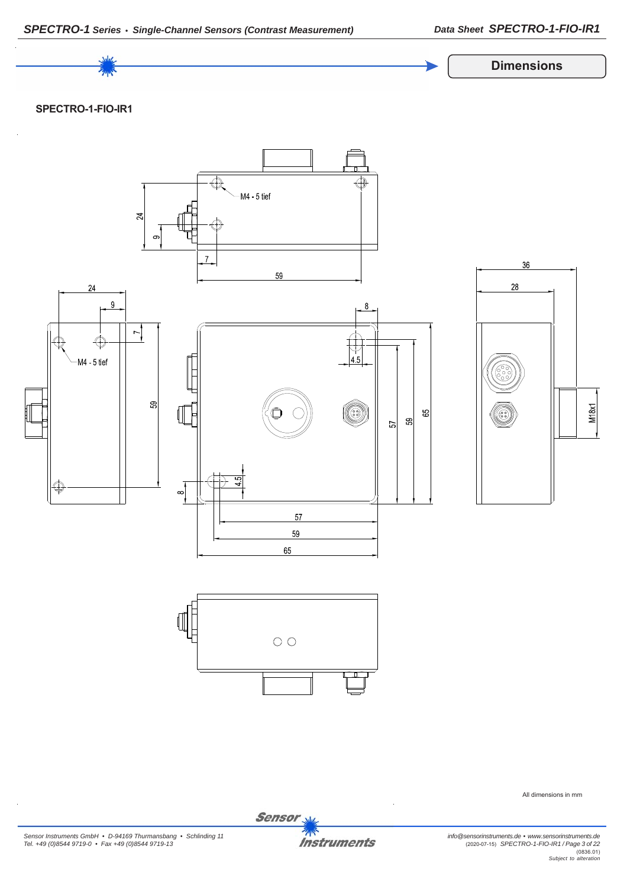## Dimensions

### SPECTRO-1-FIO-IR1

M4 - 5 tief

24

9

7

59

36

28

24

9

7

M4 - 5 tief

59

8

4.5

57

59

65

M18x1

4.5

8

57

59

65

All dimensions in mm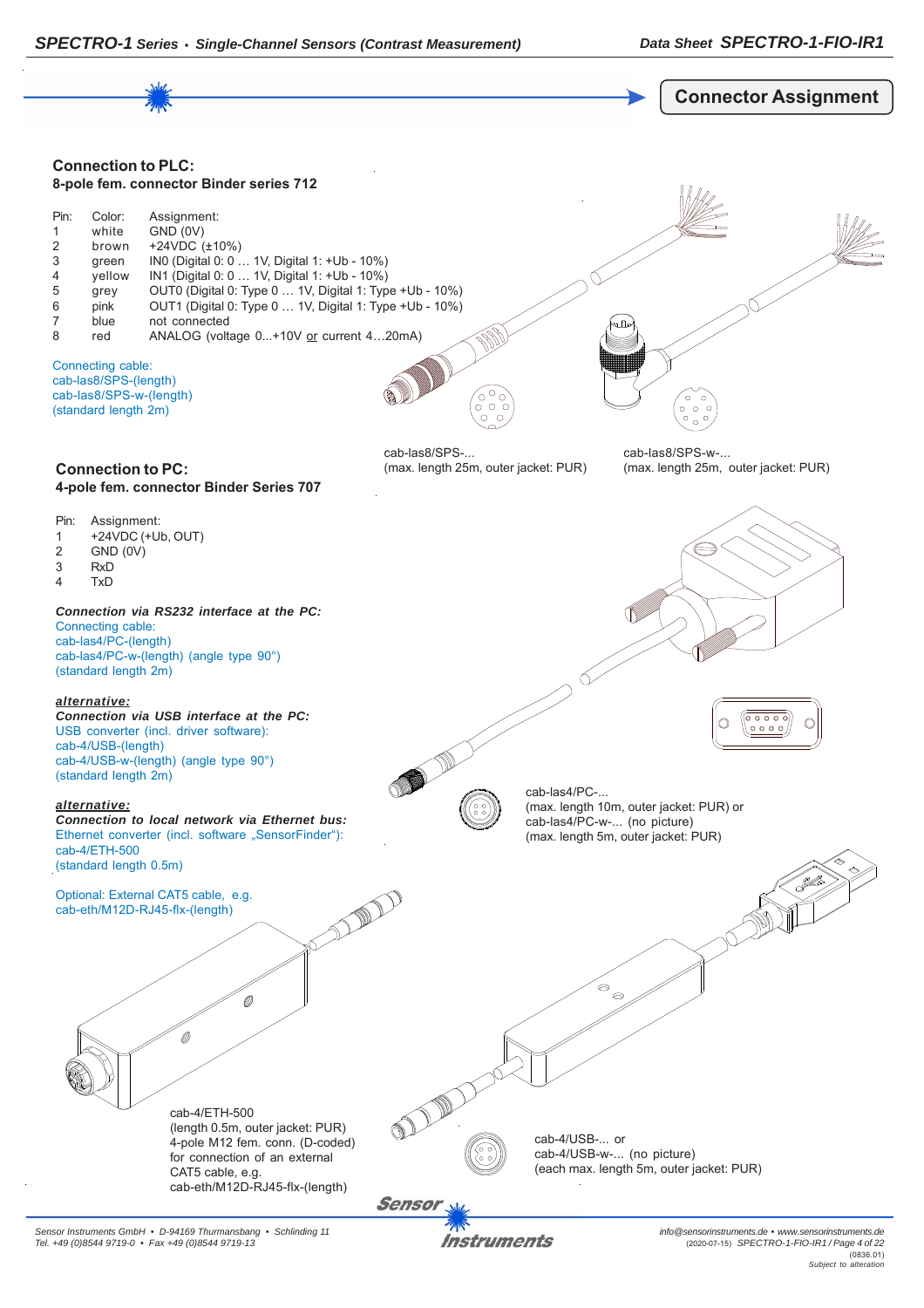## Connector Assignment

### Connection to PLC:

**8-pole fem. connector Binder series 712**

| Pin: | Color: | Assignment: |
|---|---|---|
| 1 | white | GND (0V) |
| 2 | brown | +24VDC (±10%) |
| 3 | green | IN0 (Digital 0: 0 … 1V, Digital 1: +Ub - 10%) |
| 4 | yellow | IN1 (Digital 0: 0 … 1V, Digital 1: +Ub - 10%) |
| 5 | grey | OUT0 (Digital 0: Type 0 … 1V, Digital 1: Type +Ub - 10%) |
| 6 | pink | OUT1 (Digital 0: Type 0 … 1V, Digital 1: Type +Ub - 10%) |
| 7 | blue | not connected |
| 8 | red | ANALOG (voltage 0...+10V or current 4…20mA) |

Connecting cable:
cab-las8/SPS-(length)
cab-las8/SPS-w-(length)
(standard length 2m)

cab-las8/SPS-...
(max. length 25m, outer jacket: PUR)

cab-las8/SPS-w-...
(max. length 25m, outer jacket: PUR)

### Connection to PC:

**4-pole fem. connector Binder Series 707**

| Pin: | Assignment: |
|---|---|
| 1 | +24VDC (+Ub, OUT) |
| 2 | GND (0V) |
| 3 | RxD |
| 4 | TxD |

***Connection via RS232 interface at the PC:***
Connecting cable:
cab-las4/PC-(length)
cab-las4/PC-w-(length) (angle type 90°)
(standard length 2m)

***alternative:***
***Connection via USB interface at the PC:***
USB converter (incl. driver software):
cab-4/USB-(length)
cab-4/USB-w-(length) (angle type 90°)
(standard length 2m)

***alternative:***
***Connection to local network via Ethernet bus:***
Ethernet converter (incl. software „SensorFinder"):
cab-4/ETH-500
(standard length 0.5m)

Optional: External CAT5 cable, e.g.
cab-eth/M12D-RJ45-flx-(length)

cab-las4/PC-...
(max. length 10m, outer jacket: PUR) or
cab-las4/PC-w-... (no picture)
(max. length 5m, outer jacket: PUR)

cab-4/ETH-500
(length 0.5m, outer jacket: PUR)
4-pole M12 fem. conn. (D-coded)
for connection of an external
CAT5 cable, e.g.
cab-eth/M12D-RJ45-flx-(length)

cab-4/USB-... or
cab-4/USB-w-... (no picture)
(each max. length 5m, outer jacket: PUR)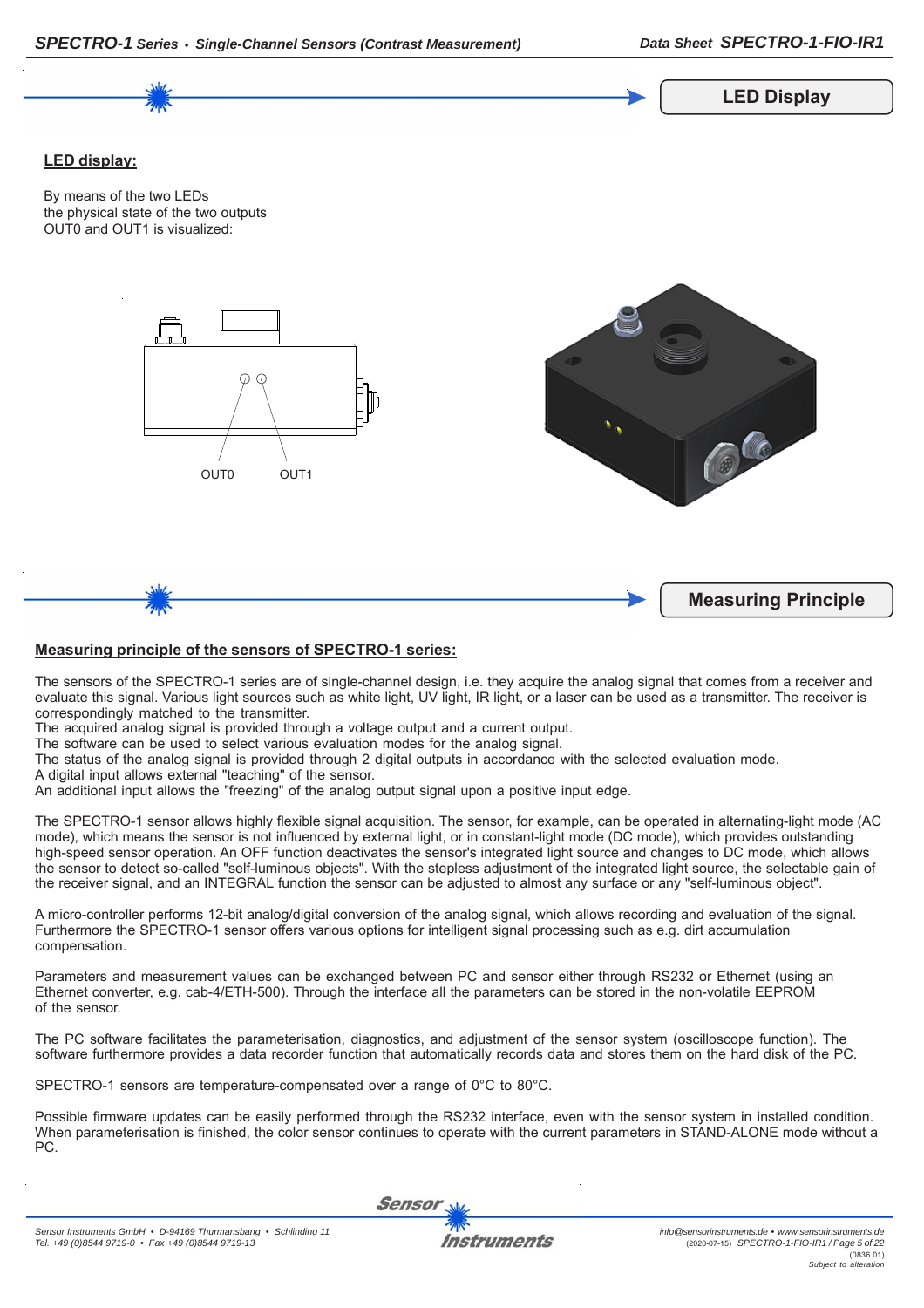# LED Display

## LED display:

By means of the two LEDs
the physical state of the two outputs
OUT0 and OUT1 is visualized:

OUT0
OUT1

# Measuring Principle

## Measuring principle of the sensors of SPECTRO-1 series:

The sensors of the SPECTRO-1 series are of single-channel design, i.e. they acquire the analog signal that comes from a receiver and evaluate this signal. Various light sources such as white light, UV light, IR light, or a laser can be used as a transmitter. The receiver is correspondingly matched to the transmitter.
The acquired analog signal is provided through a voltage output and a current output.
The software can be used to select various evaluation modes for the analog signal.
The status of the analog signal is provided through 2 digital outputs in accordance with the selected evaluation mode.
A digital input allows external "teaching" of the sensor.
An additional input allows the "freezing" of the analog output signal upon a positive input edge.

The SPECTRO-1 sensor allows highly flexible signal acquisition. The sensor, for example, can be operated in alternating-light mode (AC mode), which means the sensor is not influenced by external light, or in constant-light mode (DC mode), which provides outstanding high-speed sensor operation. An OFF function deactivates the sensor's integrated light source and changes to DC mode, which allows the sensor to detect so-called "self-luminous objects". With the stepless adjustment of the integrated light source, the selectable gain of the receiver signal, and an INTEGRAL function the sensor can be adjusted to almost any surface or any "self-luminous object".

A micro-controller performs 12-bit analog/digital conversion of the analog signal, which allows recording and evaluation of the signal. Furthermore the SPECTRO-1 sensor offers various options for intelligent signal processing such as e.g. dirt accumulation compensation.

Parameters and measurement values can be exchanged between PC and sensor either through RS232 or Ethernet (using an Ethernet converter, e.g. cab-4/ETH-500). Through the interface all the parameters can be stored in the non-volatile EEPROM of the sensor.

The PC software facilitates the parameterisation, diagnostics, and adjustment of the sensor system (oscilloscope function). The software furthermore provides a data recorder function that automatically records data and stores them on the hard disk of the PC.

SPECTRO-1 sensors are temperature-compensated over a range of 0°C to 80°C.

Possible firmware updates can be easily performed through the RS232 interface, even with the sensor system in installed condition. When parameterisation is finished, the color sensor continues to operate with the current parameters in STAND-ALONE mode without a PC.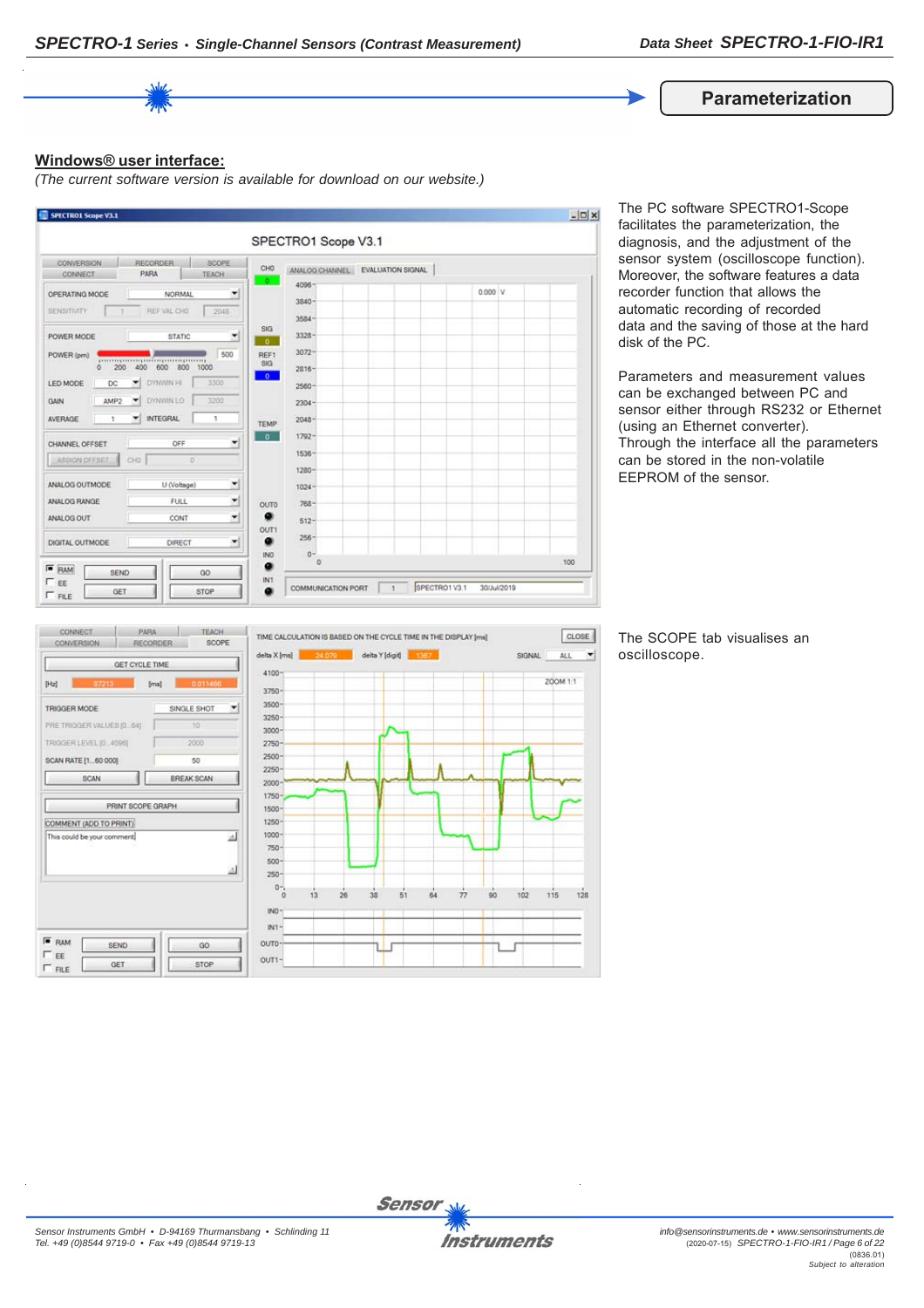## Parameterization

**Windows® user interface:**

*(The current software version is available for download on our website.)*

The PC software SPECTRO1-Scope facilitates the parameterization, the diagnosis, and the adjustment of the sensor system (oscilloscope function). Moreover, the software features a data recorder function that allows the automatic recording of recorded data and the saving of those at the hard disk of the PC.

Parameters and measurement values can be exchanged between PC and sensor either through RS232 or Ethernet (using an Ethernet converter).
Through the interface all the parameters can be stored in the non-volatile EEPROM of the sensor.

The SCOPE tab visualises an oscilloscope.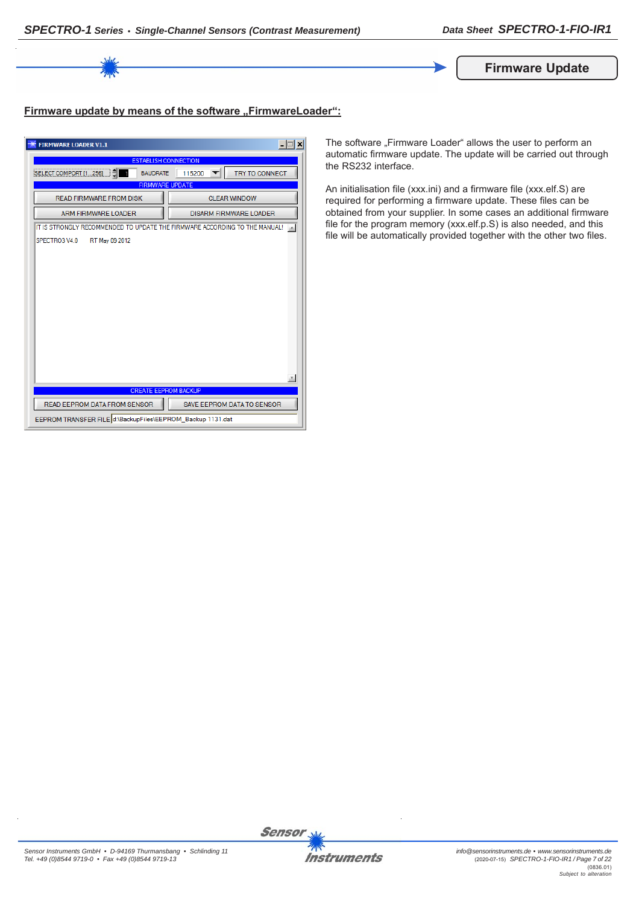## Firmware Update

**Firmware update by means of the software „FirmwareLoader":**

The software „Firmware Loader" allows the user to perform an automatic firmware update. The update will be carried out through the RS232 interface.

An initialisation file (xxx.ini) and a firmware file (xxx.elf.S) are required for performing a firmware update. These files can be obtained from your supplier. In some cases an additional firmware file for the program memory (xxx.elf.p.S) is also needed, and this file will be automatically provided together with the other two files.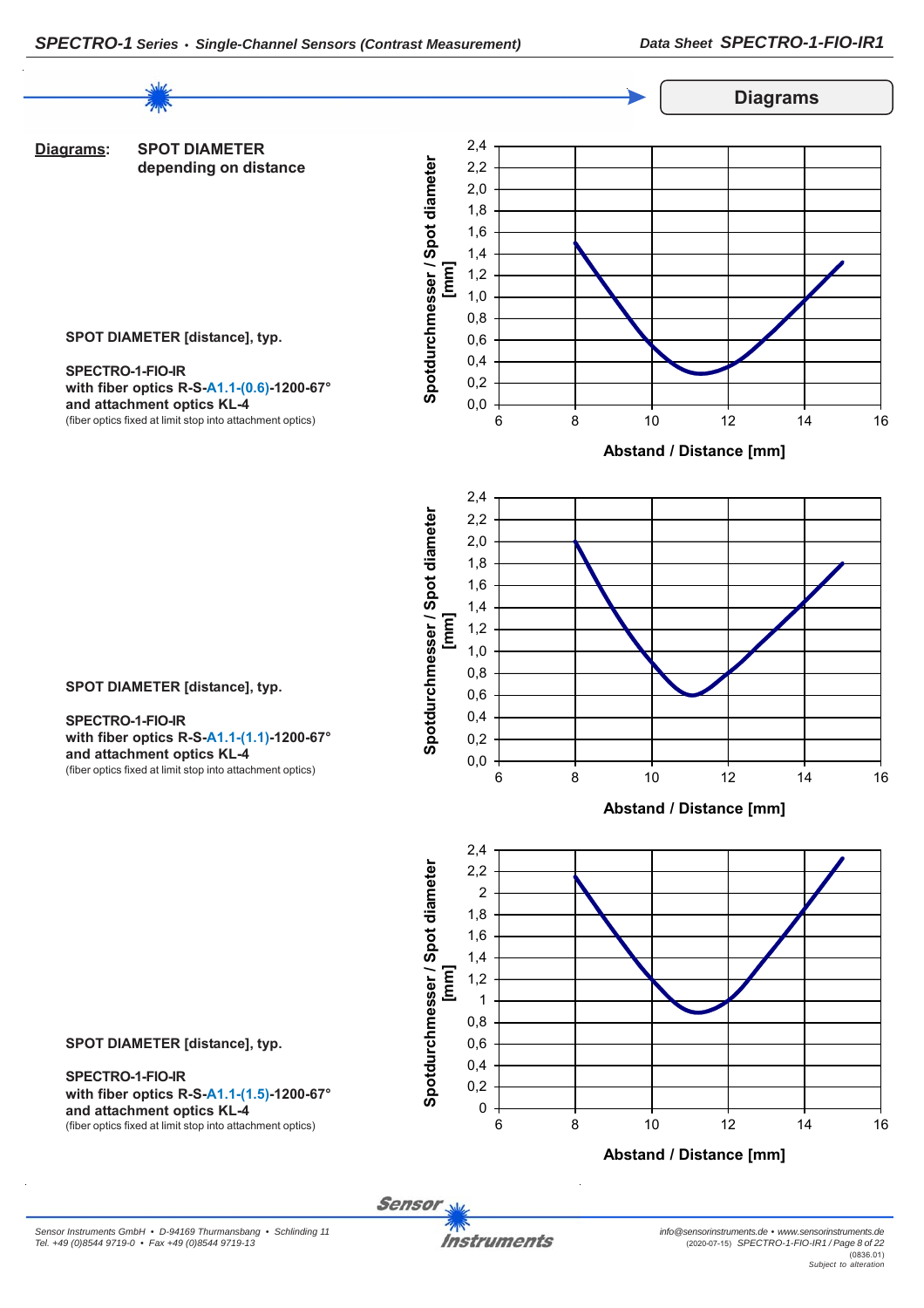## Diagrams

**Diagrams:** **SPOT DIAMETER depending on distance**

**SPOT DIAMETER [distance], typ.**

**SPECTRO-1-FIO-IR**
**with fiber optics R-S-A1.1-(0.6)-1200-67°**
**and attachment optics KL-4**
(fiber optics fixed at limit stop into attachment optics)

Spotdurchmesser / Spot diameter [mm]
2,4
2,2
2,0
1,8
1,6
1,4
1,2
1,0
0,8
0,6
0,4
0,2
0,0
6 8 10 12 14 16
Abstand / Distance [mm]

**SPOT DIAMETER [distance], typ.**

**SPECTRO-1-FIO-IR**
**with fiber optics R-S-A1.1-(1.1)-1200-67°**
**and attachment optics KL-4**
(fiber optics fixed at limit stop into attachment optics)

Spotdurchmesser / Spot diameter [mm]
2,4
2,2
2,0
1,8
1,6
1,4
1,2
1,0
0,8
0,6
0,4
0,2
0,0
6 8 10 12 14 16
Abstand / Distance [mm]

**SPOT DIAMETER [distance], typ.**

**SPECTRO-1-FIO-IR**
**with fiber optics R-S-A1.1-(1.5)-1200-67°**
**and attachment optics KL-4**
(fiber optics fixed at limit stop into attachment optics)

Spotdurchmesser / Spot diameter [mm]
2,4
2,2
2
1,8
1,6
1,4
1,2
1
0,8
0,6
0,4
0,2
0
6 8 10 12 14 16
Abstand / Distance [mm]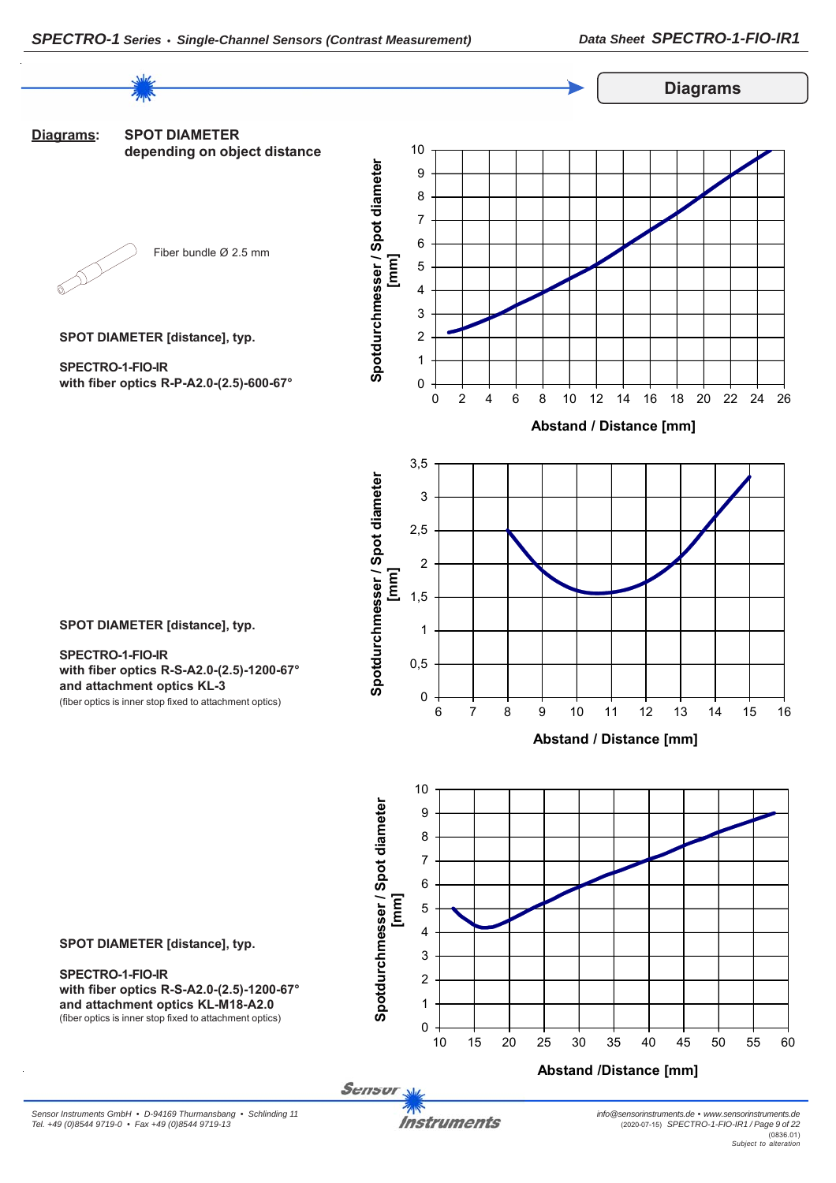## Diagrams

**Diagrams:** **SPOT DIAMETER depending on object distance**

Fiber bundle Ø 2.5 mm

**SPOT DIAMETER [distance], typ.**

**SPECTRO-1-FIO-IR**
**with fiber optics R-P-A2.0-(2.5)-600-67°**

Spotdurchmesser / Spot diameter [mm]
10
9
8
7
6
5
4
3
2
1
0
0 2 4 6 8 10 12 14 16 18 20 22 24 26
Abstand / Distance [mm]

**SPOT DIAMETER [distance], typ.**

**SPECTRO-1-FIO-IR**
**with fiber optics R-S-A2.0-(2.5)-1200-67°**
**and attachment optics KL-3**
(fiber optics is inner stop fixed to attachment optics)

Spotdurchmesser / Spot diameter [mm]
3,5
3
2,5
2
1,5
1
0,5
0
6 7 8 9 10 11 12 13 14 15 16
Abstand / Distance [mm]

**SPOT DIAMETER [distance], typ.**

**SPECTRO-1-FIO-IR**
**with fiber optics R-S-A2.0-(2.5)-1200-67°**
**and attachment optics KL-M18-A2.0**
(fiber optics is inner stop fixed to attachment optics)

Spotdurchmesser / Spot diameter [mm]
10
9
8
7
6
5
4
3
2
1
0
10 15 20 25 30 35 40 45 50 55 60
Abstand /Distance [mm]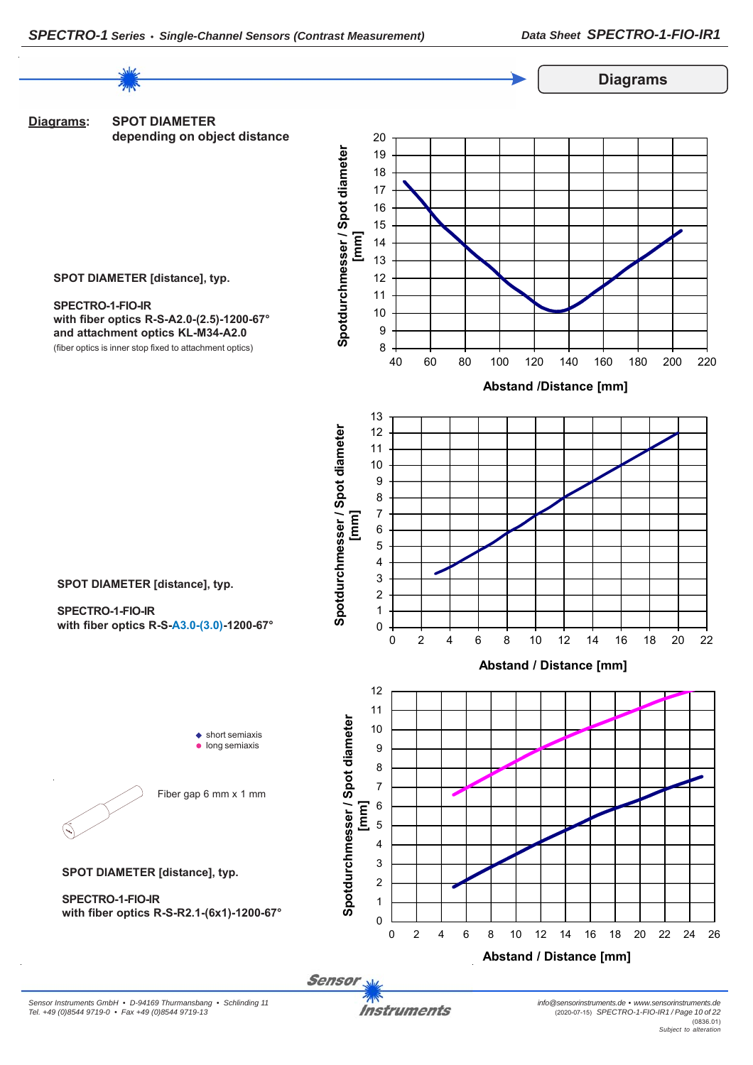# Diagrams

**Diagrams:** **SPOT DIAMETER depending on object distance**

**SPOT DIAMETER [distance], typ.**

**SPECTRO-1-FIO-IR**
**with fiber optics R-S-A2.0-(2.5)-1200-67°**
**and attachment optics KL-M34-A2.0**
(fiber optics is inner stop fixed to attachment optics)

Spotdurchmesser / Spot diameter [mm]
20
19
18
17
16
15
14
13
12
11
10
9
8
40 60 80 100 120 140 160 180 200 220
Abstand /Distance [mm]

**SPOT DIAMETER [distance], typ.**

**SPECTRO-1-FIO-IR**
**with fiber optics R-S-A3.0-(3.0)-1200-67°**

Spotdurchmesser / Spot diameter [mm]
13
12
11
10
9
8
7
6
5
4
3
2
1
0
0 2 4 6 8 10 12 14 16 18 20 22
Abstand / Distance [mm]

◆ short semiaxis
● long semiaxis

Fiber gap 6 mm x 1 mm

**SPOT DIAMETER [distance], typ.**

**SPECTRO-1-FIO-IR**
**with fiber optics R-S-R2.1-(6x1)-1200-67°**

Spotdurchmesser / Spot diameter [mm]
12
11
10
9
8
7
6
5
4
3
2
1
0
0 2 4 6 8 10 12 14 16 18 20 22 24 26
Abstand / Distance [mm]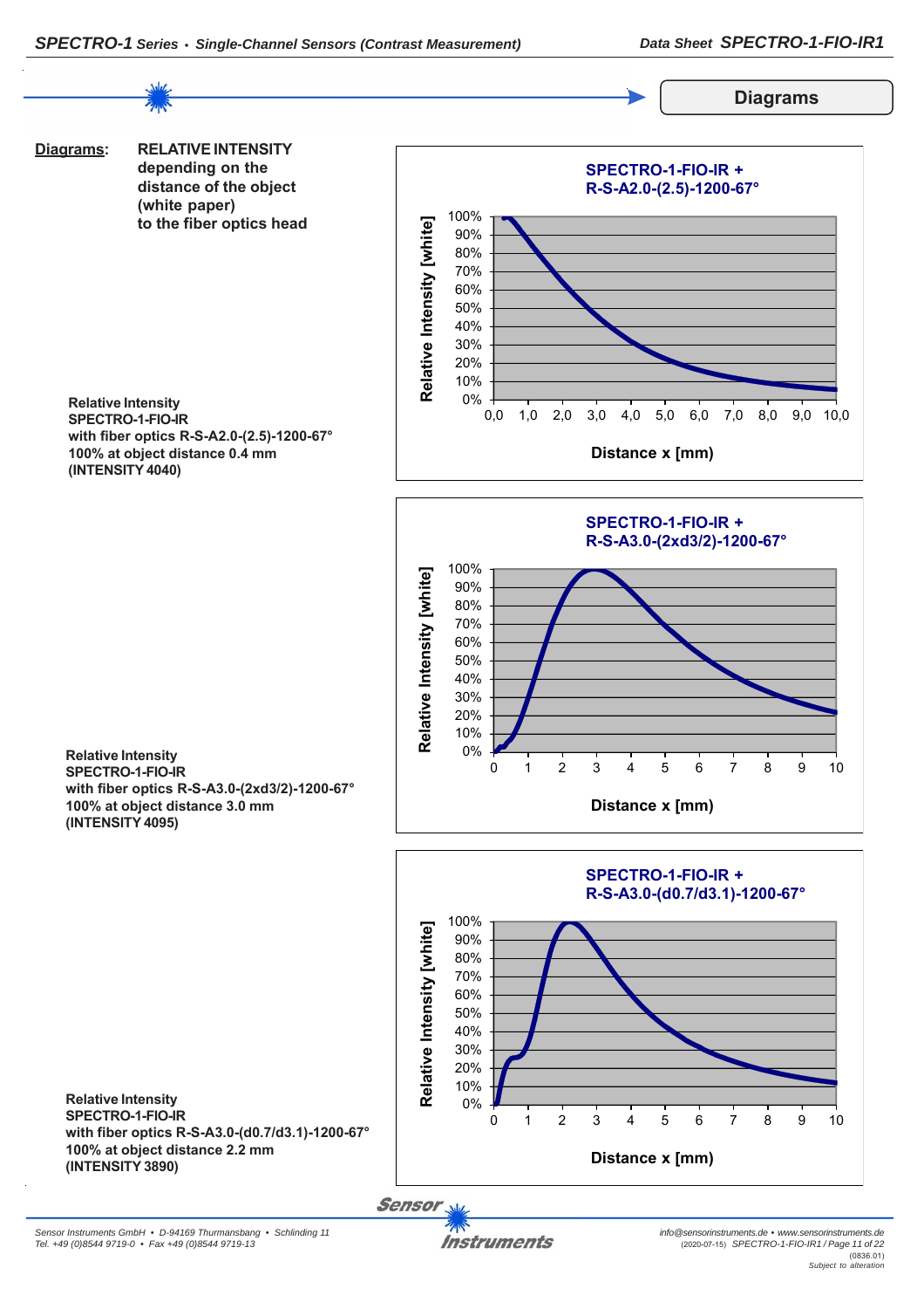## Diagrams

**Diagrams:** **RELATIVE INTENSITY depending on the distance of the object (white paper) to the fiber optics head**

**Relative Intensity**
**SPECTRO-1-FIO-IR**
**with fiber optics R-S-A2.0-(2.5)-1200-67°**
**100% at object distance 0.4 mm**
**(INTENSITY 4040)**

SPECTRO-1-FIO-IR +
R-S-A2.0-(2.5)-1200-67°

Relative Intensity [white]

100%
90%
80%
70%
60%
50%
40%
30%
20%
10%
0%

0,0 1,0 2,0 3,0 4,0 5,0 6,0 7,0 8,0 9,0 10,0

Distance x [mm]

**Relative Intensity**
**SPECTRO-1-FIO-IR**
**with fiber optics R-S-A3.0-(2xd3/2)-1200-67°**
**100% at object distance 3.0 mm**
**(INTENSITY 4095)**

SPECTRO-1-FIO-IR +
R-S-A3.0-(2xd3/2)-1200-67°

Relative Intensity [white]

100%
90%
80%
70%
60%
50%
40%
30%
20%
10%
0%

0 1 2 3 4 5 6 7 8 9 10

Distance x [mm]

**Relative Intensity**
**SPECTRO-1-FIO-IR**
**with fiber optics R-S-A3.0-(d0.7/d3.1)-1200-67°**
**100% at object distance 2.2 mm**
**(INTENSITY 3890)**

SPECTRO-1-FIO-IR +
R-S-A3.0-(d0.7/d3.1)-1200-67°

Relative Intensity [white]

100%
90%
80%
70%
60%
50%
40%
30%
20%
10%
0%

0 1 2 3 4 5 6 7 8 9 10

Distance x [mm]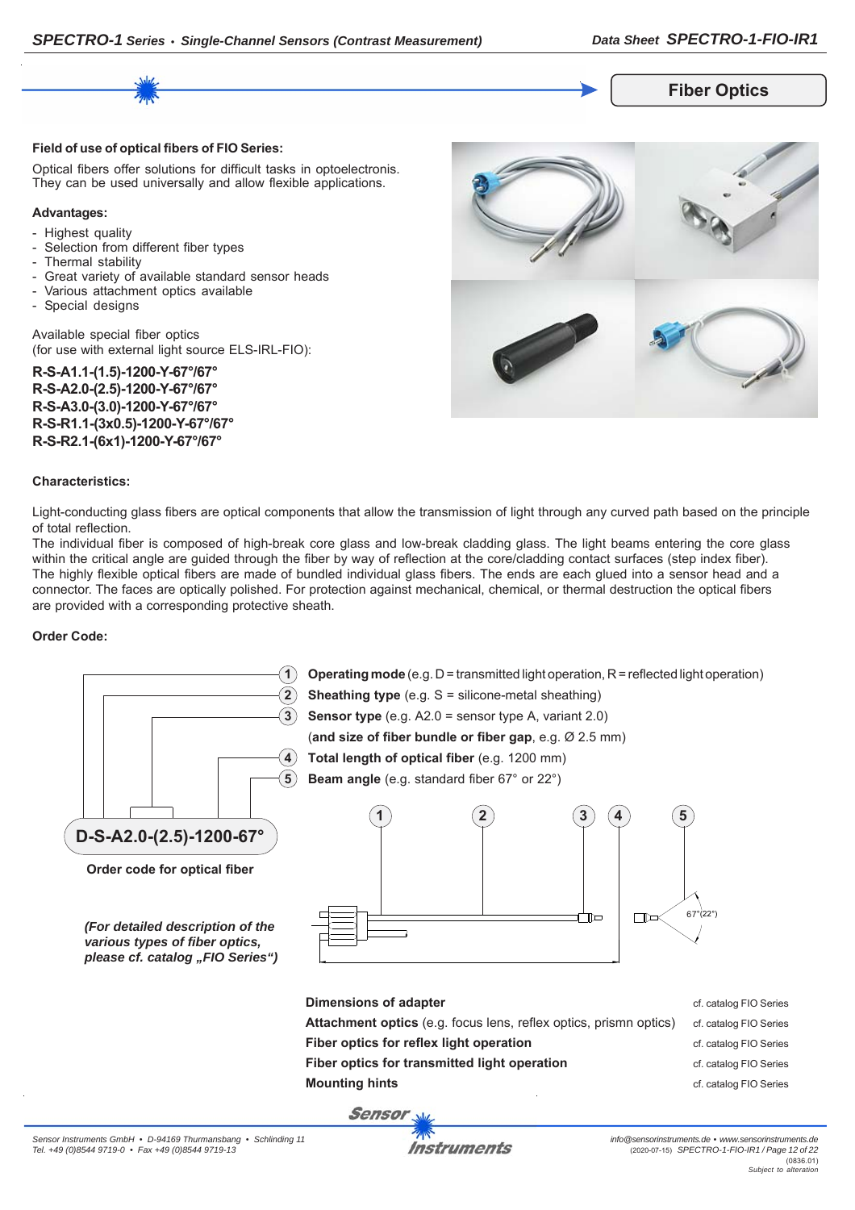## Fiber Optics

**Field of use of optical fibers of FIO Series:**

Optical fibers offer solutions for difficult tasks in optoelectronis. They can be used universally and allow flexible applications.

**Advantages:**

- Highest quality
- Selection from different fiber types
- Thermal stability
- Great variety of available standard sensor heads
- Various attachment optics available
- Special designs

Available special fiber optics
(for use with external light source ELS-IRL-FIO):

**R-S-A1.1-(1.5)-1200-Y-67°/67°**
**R-S-A2.0-(2.5)-1200-Y-67°/67°**
**R-S-A3.0-(3.0)-1200-Y-67°/67°**
**R-S-R1.1-(3x0.5)-1200-Y-67°/67°**
**R-S-R2.1-(6x1)-1200-Y-67°/67°**

**Characteristics:**

Light-conducting glass fibers are optical components that allow the transmission of light through any curved path based on the principle of total reflection.
The individual fiber is composed of high-break core glass and low-break cladding glass. The light beams entering the core glass within the critical angle are guided through the fiber by way of reflection at the core/cladding contact surfaces (step index fiber).
The highly flexible optical fibers are made of bundled individual glass fibers. The ends are each glued into a sensor head and a connector. The faces are optically polished. For protection against mechanical, chemical, or thermal destruction the optical fibers are provided with a corresponding protective sheath.

**Order Code:**

1. **Operating mode** (e.g. D = transmitted light operation, R = reflected light operation)
2. **Sheathing type** (e.g. S = silicone-metal sheathing)
3. **Sensor type** (e.g. A2.0 = sensor type A, variant 2.0) (**and size of fiber bundle or fiber gap**, e.g. Ø 2.5 mm)
4. **Total length of optical fiber** (e.g. 1200 mm)
5. **Beam angle** (e.g. standard fiber 67° or 22°)

**D-S-A2.0-(2.5)-1200-67°**

**Order code for optical fiber**

1 2 3 4 5

67°(22°)

***(For detailed description of the various types of fiber optics, please cf. catalog „FIO Series“)***

| | |
|---|---|
| **Dimensions of adapter** | cf. catalog FIO Series |
| **Attachment optics** (e.g. focus lens, reflex optics, prismn optics) | cf. catalog FIO Series |
| **Fiber optics for reflex light operation** | cf. catalog FIO Series |
| **Fiber optics for transmitted light operation** | cf. catalog FIO Series |
| **Mounting hints** | cf. catalog FIO Series |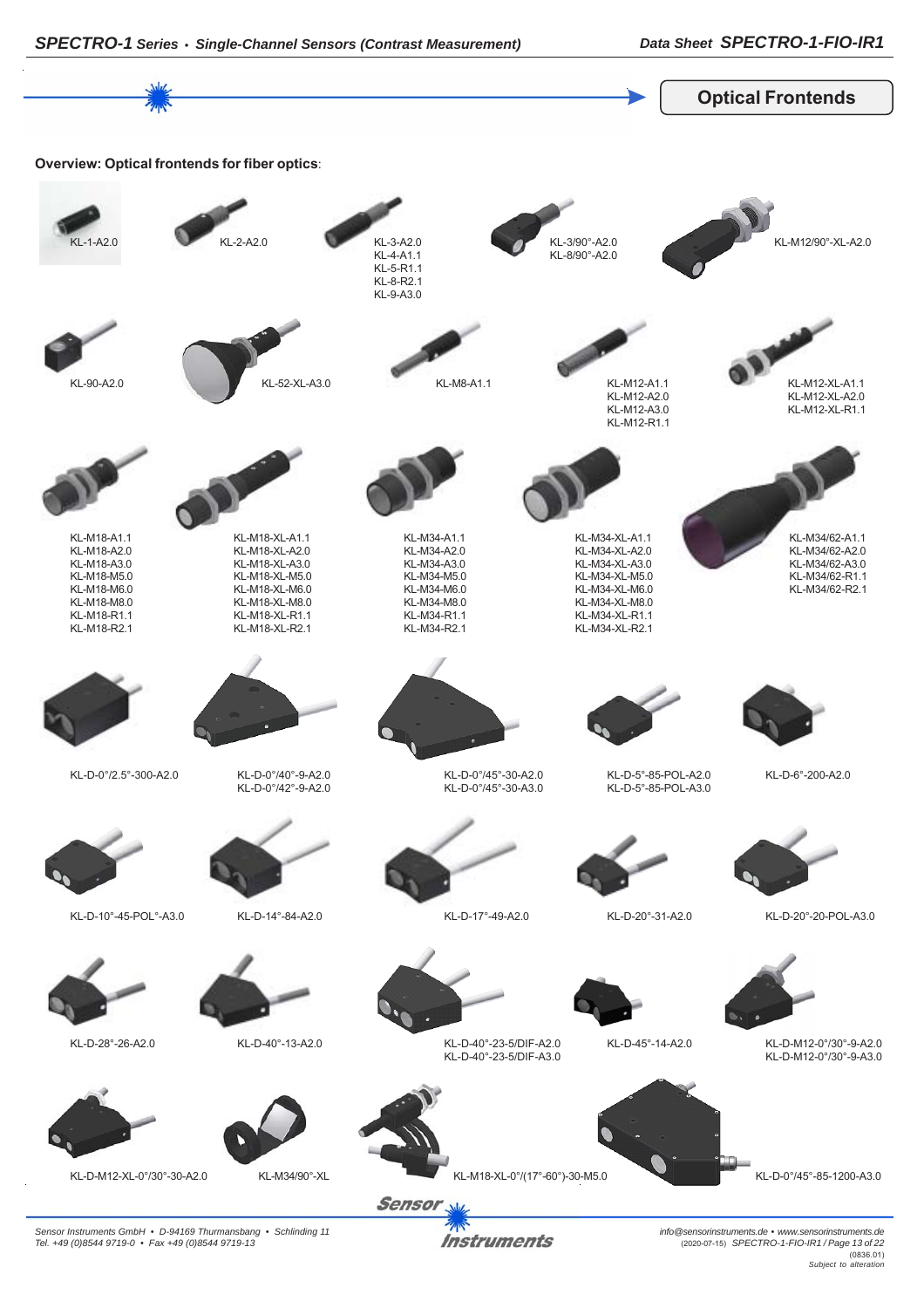## Optical Frontends

**Overview: Optical frontends for fiber optics**:

KL-1-A2.0

KL-2-A2.0

KL-3-A2.0
KL-4-A1.1
KL-5-R1.1
KL-8-R2.1
KL-9-A3.0

KL-3/90°-A2.0
KL-8/90°-A2.0

KL-M12/90°-XL-A2.0

KL-90-A2.0

KL-52-XL-A3.0

KL-M8-A1.1

KL-M12-A1.1
KL-M12-A2.0
KL-M12-A3.0
KL-M12-R1.1

KL-M12-XL-A1.1
KL-M12-XL-A2.0
KL-M12-XL-R1.1

KL-M18-A1.1
KL-M18-A2.0
KL-M18-A3.0
KL-M18-M5.0
KL-M18-M6.0
KL-M18-M8.0
KL-M18-R1.1
KL-M18-R2.1

KL-M18-XL-A1.1
KL-M18-XL-A2.0
KL-M18-XL-A3.0
KL-M18-XL-M5.0
KL-M18-XL-M6.0
KL-M18-XL-M8.0
KL-M18-XL-R1.1
KL-M18-XL-R2.1

KL-M34-A1.1
KL-M34-A2.0
KL-M34-A3.0
KL-M34-M5.0
KL-M34-M6.0
KL-M34-M8.0
KL-M34-R1.1
KL-M34-R2.1

KL-M34-XL-A1.1
KL-M34-XL-A2.0
KL-M34-XL-A3.0
KL-M34-XL-M5.0
KL-M34-XL-M6.0
KL-M34-XL-M8.0
KL-M34-XL-R1.1
KL-M34-XL-R2.1

KL-M34/62-A1.1
KL-M34/62-A2.0
KL-M34/62-A3.0
KL-M34/62-R1.1
KL-M34/62-R2.1

KL-D-0°/2.5°-300-A2.0

KL-D-0°/40°-9-A2.0
KL-D-0°/42°-9-A2.0

KL-D-0°/45°-30-A2.0
KL-D-0°/45°-30-A3.0

KL-D-5°-85-POL-A2.0
KL-D-5°-85-POL-A3.0

KL-D-6°-200-A2.0

KL-D-10°-45-POL°-A3.0

KL-D-14°-84-A2.0

KL-D-17°-49-A2.0

KL-D-20°-31-A2.0

KL-D-20°-20-POL-A3.0

KL-D-28°-26-A2.0

KL-D-40°-13-A2.0

KL-D-40°-23-5/DIF-A2.0
KL-D-40°-23-5/DIF-A3.0

KL-D-45°-14-A2.0

KL-D-M12-0°/30°-9-A2.0
KL-D-M12-0°/30°-9-A3.0

KL-D-M12-XL-0°/30°-30-A2.0

KL-M34/90°-XL

KL-M18-XL-0°/(17°-60°)-30-M5.0

KL-D-0°/45°-85-1200-A3.0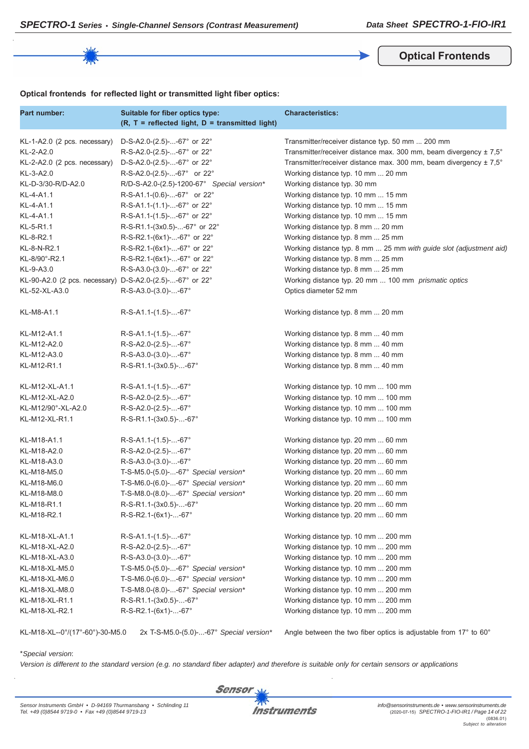## Optical Frontends

**Optical frontends for reflected light or transmitted light fiber optics:**

| Part number: | Suitable for fiber optics type: (R, T = reflected light, D = transmitted light) | Characteristics: |
|---|---|---|
| KL-1-A2.0 (2 pcs. necessary) | D-S-A2.0-(2.5)-...-67° or 22° | Transmitter/receiver distance typ. 50 mm ... 200 mm |
| KL-2-A2.0 | R-S-A2.0-(2.5)-...-67° or 22° | Transmitter/receiver distance max. 300 mm, beam divergency ± 7,5° |
| KL-2-A2.0 (2 pcs. necessary) | D-S-A2.0-(2.5)-...-67° or 22° | Transmitter/receiver distance max. 300 mm, beam divergency ± 7,5° |
| KL-3-A2.0 | R-S-A2.0-(2.5)-...-67° or 22° | Working distance typ. 10 mm ... 20 mm |
| KL-D-3/30-R/D-A2.0 | R/D-S-A2.0-(2.5)-1200-67° *Special version** | Working distance typ. 30 mm |
| KL-4-A1.1 | R-S-A1.1-(0.6)-...-67° or 22° | Working distance typ. 10 mm ... 15 mm |
| KL-4-A1.1 | R-S-A1.1-(1.1)-...-67° or 22° | Working distance typ. 10 mm ... 15 mm |
| KL-4-A1.1 | R-S-A1.1-(1.5)-...-67° or 22° | Working distance typ. 10 mm ... 15 mm |
| KL-5-R1.1 | R-S-R1.1-(3x0.5)-...-67° or 22° | Working distance typ. 8 mm ... 20 mm |
| KL-8-R2.1 | R-S-R2.1-(6x1)-...-67° or 22° | Working distance typ. 8 mm ... 25 mm |
| KL-8-N-R2.1 | R-S-R2.1-(6x1)-...-67° or 22° | Working distance typ. 8 mm ... 25 mm *with guide slot (adjustment aid)* |
| KL-8/90°-R2.1 | R-S-R2.1-(6x1)-...-67° or 22° | Working distance typ. 8 mm ... 25 mm |
| KL-9-A3.0 | R-S-A3.0-(3.0)-...-67° or 22° | Working distance typ. 8 mm ... 25 mm |
| KL-90-A2.0 (2 pcs. necessary) | D-S-A2.0-(2.5)-...-67° or 22° | Working distance typ. 20 mm ... 100 mm *prismatic optics* |
| KL-52-XL-A3.0 | R-S-A3.0-(3.0)-...-67° | Optics diameter 52 mm |
| KL-M8-A1.1 | R-S-A1.1-(1.5)-...-67° | Working distance typ. 8 mm ... 20 mm |
| KL-M12-A1.1 | R-S-A1.1-(1.5)-...-67° | Working distance typ. 8 mm ... 40 mm |
| KL-M12-A2.0 | R-S-A2.0-(2.5)-...-67° | Working distance typ. 8 mm ... 40 mm |
| KL-M12-A3.0 | R-S-A3.0-(3.0)-...-67° | Working distance typ. 8 mm ... 40 mm |
| KL-M12-R1.1 | R-S-R1.1-(3x0.5)-...-67° | Working distance typ. 8 mm ... 40 mm |
| KL-M12-XL-A1.1 | R-S-A1.1-(1.5)-...-67° | Working distance typ. 10 mm ... 100 mm |
| KL-M12-XL-A2.0 | R-S-A2.0-(2.5)-...-67° | Working distance typ. 10 mm ... 100 mm |
| KL-M12/90°-XL-A2.0 | R-S-A2.0-(2.5)-...-67° | Working distance typ. 10 mm ... 100 mm |
| KL-M12-XL-R1.1 | R-S-R1.1-(3x0.5)-...-67° | Working distance typ. 10 mm ... 100 mm |
| KL-M18-A1.1 | R-S-A1.1-(1.5)-...-67° | Working distance typ. 20 mm ... 60 mm |
| KL-M18-A2.0 | R-S-A2.0-(2.5)-...-67° | Working distance typ. 20 mm ... 60 mm |
| KL-M18-A3.0 | R-S-A3.0-(3.0)-...-67° | Working distance typ. 20 mm ... 60 mm |
| KL-M18-M5.0 | T-S-M5.0-(5.0)-...-67° *Special version** | Working distance typ. 20 mm ... 60 mm |
| KL-M18-M6.0 | T-S-M6.0-(6.0)-...-67° *Special version** | Working distance typ. 20 mm ... 60 mm |
| KL-M18-M8.0 | T-S-M8.0-(8.0)-...-67° *Special version** | Working distance typ. 20 mm ... 60 mm |
| KL-M18-R1.1 | R-S-R1.1-(3x0.5)-...-67° | Working distance typ. 20 mm ... 60 mm |
| KL-M18-R2.1 | R-S-R2.1-(6x1)-...-67° | Working distance typ. 20 mm ... 60 mm |
| KL-M18-XL-A1.1 | R-S-A1.1-(1.5)-...-67° | Working distance typ. 10 mm ... 200 mm |
| KL-M18-XL-A2.0 | R-S-A2.0-(2.5)-...-67° | Working distance typ. 10 mm ... 200 mm |
| KL-M18-XL-A3.0 | R-S-A3.0-(3.0)-...-67° | Working distance typ. 10 mm ... 200 mm |
| KL-M18-XL-M5.0 | T-S-M5.0-(5.0)-...-67° *Special version** | Working distance typ. 10 mm ... 200 mm |
| KL-M18-XL-M6.0 | T-S-M6.0-(6.0)-...-67° *Special version** | Working distance typ. 10 mm ... 200 mm |
| KL-M18-XL-M8.0 | T-S-M8.0-(8.0)-...-67° *Special version** | Working distance typ. 10 mm ... 200 mm |
| KL-M18-XL-R1.1 | R-S-R1.1-(3x0.5)-...-67° | Working distance typ. 10 mm ... 200 mm |
| KL-M18-XL-R2.1 | R-S-R2.1-(6x1)-...-67° | Working distance typ. 10 mm ... 200 mm |
| KL-M18-XL--0°/(17°-60°)-30-M5.0 | 2x T-S-M5.0-(5.0)-...-67° *Special version** | Angle between the two fiber optics is adjustable from 17° to 60° |

**Special version*:*

*Version is different to the standard version (e.g. no standard fiber adapter) and therefore is suitable only for certain sensors or applications*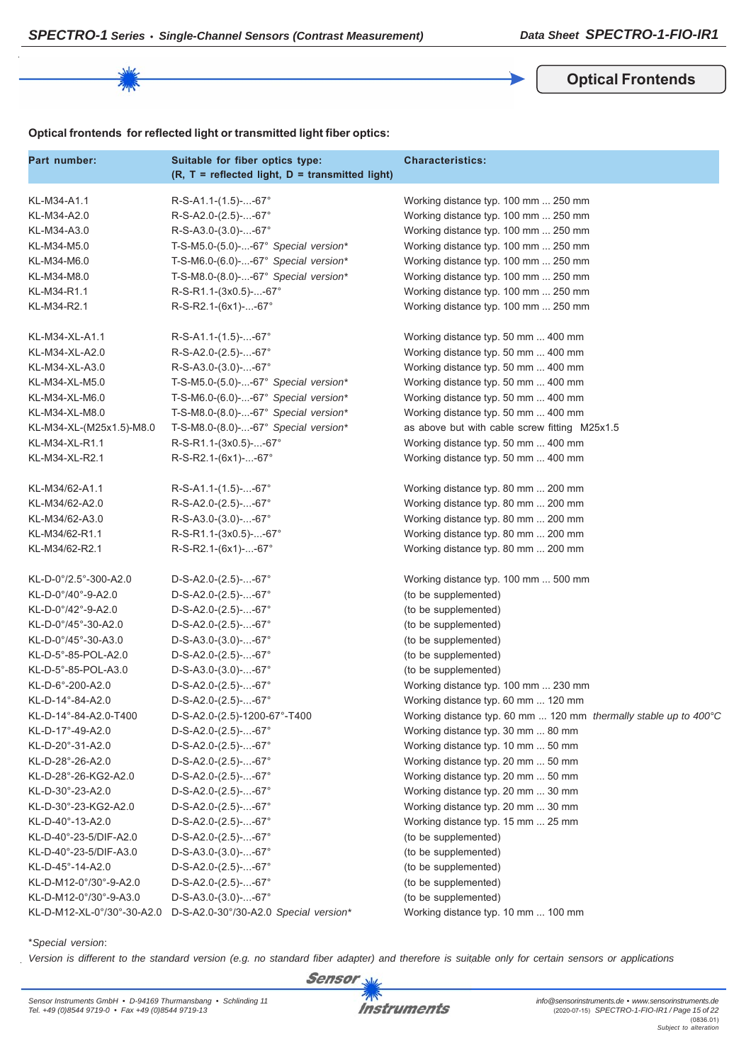## Optical Frontends

**Optical frontends for reflected light or transmitted light fiber optics:**

| Part number: | Suitable for fiber optics type: (R, T = reflected light, D = transmitted light) | Characteristics: |
|---|---|---|
| KL-M34-A1.1 | R-S-A1.1-(1.5)-...-67° | Working distance typ. 100 mm ... 250 mm |
| KL-M34-A2.0 | R-S-A2.0-(2.5)-...-67° | Working distance typ. 100 mm ... 250 mm |
| KL-M34-A3.0 | R-S-A3.0-(3.0)-...-67° | Working distance typ. 100 mm ... 250 mm |
| KL-M34-M5.0 | T-S-M5.0-(5.0)-...-67° *Special version** | Working distance typ. 100 mm ... 250 mm |
| KL-M34-M6.0 | T-S-M6.0-(6.0)-...-67° *Special version** | Working distance typ. 100 mm ... 250 mm |
| KL-M34-M8.0 | T-S-M8.0-(8.0)-...-67° *Special version** | Working distance typ. 100 mm ... 250 mm |
| KL-M34-R1.1 | R-S-R1.1-(3x0.5)-...-67° | Working distance typ. 100 mm ... 250 mm |
| KL-M34-R2.1 | R-S-R2.1-(6x1)-...-67° | Working distance typ. 100 mm ... 250 mm |
| | | |
| KL-M34-XL-A1.1 | R-S-A1.1-(1.5)-...-67° | Working distance typ. 50 mm ... 400 mm |
| KL-M34-XL-A2.0 | R-S-A2.0-(2.5)-...-67° | Working distance typ. 50 mm ... 400 mm |
| KL-M34-XL-A3.0 | R-S-A3.0-(3.0)-...-67° | Working distance typ. 50 mm ... 400 mm |
| KL-M34-XL-M5.0 | T-S-M5.0-(5.0)-...-67° *Special version** | Working distance typ. 50 mm ... 400 mm |
| KL-M34-XL-M6.0 | T-S-M6.0-(6.0)-...-67° *Special version** | Working distance typ. 50 mm ... 400 mm |
| KL-M34-XL-M8.0 | T-S-M8.0-(8.0)-...-67° *Special version** | Working distance typ. 50 mm ... 400 mm |
| KL-M34-XL-(M25x1.5)-M8.0 | T-S-M8.0-(8.0)-...-67° *Special version** | as above but with cable screw fitting M25x1.5 |
| KL-M34-XL-R1.1 | R-S-R1.1-(3x0.5)-...-67° | Working distance typ. 50 mm ... 400 mm |
| KL-M34-XL-R2.1 | R-S-R2.1-(6x1)-...-67° | Working distance typ. 50 mm ... 400 mm |
| | | |
| KL-M34/62-A1.1 | R-S-A1.1-(1.5)-...-67° | Working distance typ. 80 mm ... 200 mm |
| KL-M34/62-A2.0 | R-S-A2.0-(2.5)-...-67° | Working distance typ. 80 mm ... 200 mm |
| KL-M34/62-A3.0 | R-S-A3.0-(3.0)-...-67° | Working distance typ. 80 mm ... 200 mm |
| KL-M34/62-R1.1 | R-S-R1.1-(3x0.5)-...-67° | Working distance typ. 80 mm ... 200 mm |
| KL-M34/62-R2.1 | R-S-R2.1-(6x1)-...-67° | Working distance typ. 80 mm ... 200 mm |
| | | |
| KL-D-0°/2.5°-300-A2.0 | D-S-A2.0-(2.5)-...-67° | Working distance typ. 100 mm ... 500 mm |
| KL-D-0°/40°-9-A2.0 | D-S-A2.0-(2.5)-...-67° | (to be supplemented) |
| KL-D-0°/42°-9-A2.0 | D-S-A2.0-(2.5)-...-67° | (to be supplemented) |
| KL-D-0°/45°-30-A2.0 | D-S-A2.0-(2.5)-...-67° | (to be supplemented) |
| KL-D-0°/45°-30-A3.0 | D-S-A3.0-(3.0)-...-67° | (to be supplemented) |
| KL-D-5°-85-POL-A2.0 | D-S-A2.0-(2.5)-...-67° | (to be supplemented) |
| KL-D-5°-85-POL-A3.0 | D-S-A3.0-(3.0)-...-67° | (to be supplemented) |
| KL-D-6°-200-A2.0 | D-S-A2.0-(2.5)-...-67° | Working distance typ. 100 mm ... 230 mm |
| KL-D-14°-84-A2.0 | D-S-A2.0-(2.5)-...-67° | Working distance typ. 60 mm ... 120 mm |
| KL-D-14°-84-A2.0-T400 | D-S-A2.0-(2.5)-1200-67°-T400 | Working distance typ. 60 mm ... 120 mm *thermally stable up to 400°C* |
| KL-D-17°-49-A2.0 | D-S-A2.0-(2.5)-...-67° | Working distance typ. 30 mm ... 80 mm |
| KL-D-20°-31-A2.0 | D-S-A2.0-(2.5)-...-67° | Working distance typ. 10 mm ... 50 mm |
| KL-D-28°-26-A2.0 | D-S-A2.0-(2.5)-...-67° | Working distance typ. 20 mm ... 50 mm |
| KL-D-28°-26-KG2-A2.0 | D-S-A2.0-(2.5)-...-67° | Working distance typ. 20 mm ... 50 mm |
| KL-D-30°-23-A2.0 | D-S-A2.0-(2.5)-...-67° | Working distance typ. 20 mm ... 30 mm |
| KL-D-30°-23-KG2-A2.0 | D-S-A2.0-(2.5)-...-67° | Working distance typ. 20 mm ... 30 mm |
| KL-D-40°-13-A2.0 | D-S-A2.0-(2.5)-...-67° | Working distance typ. 15 mm ... 25 mm |
| KL-D-40°-23-5/DIF-A2.0 | D-S-A2.0-(2.5)-...-67° | (to be supplemented) |
| KL-D-40°-23-5/DIF-A3.0 | D-S-A3.0-(3.0)-...-67° | (to be supplemented) |
| KL-D-45°-14-A2.0 | D-S-A2.0-(2.5)-...-67° | (to be supplemented) |
| KL-D-M12-0°/30°-9-A2.0 | D-S-A2.0-(2.5)-...-67° | (to be supplemented) |
| KL-D-M12-0°/30°-9-A3.0 | D-S-A3.0-(3.0)-...-67° | (to be supplemented) |
| KL-D-M12-XL-0°/30°-30-A2.0 | D-S-A2.0-30°/30-A2.0 *Special version** | Working distance typ. 10 mm ... 100 mm |

**Special version*:*

*Version is different to the standard version (e.g. no standard fiber adapter) and therefore is suitable only for certain sensors or applications*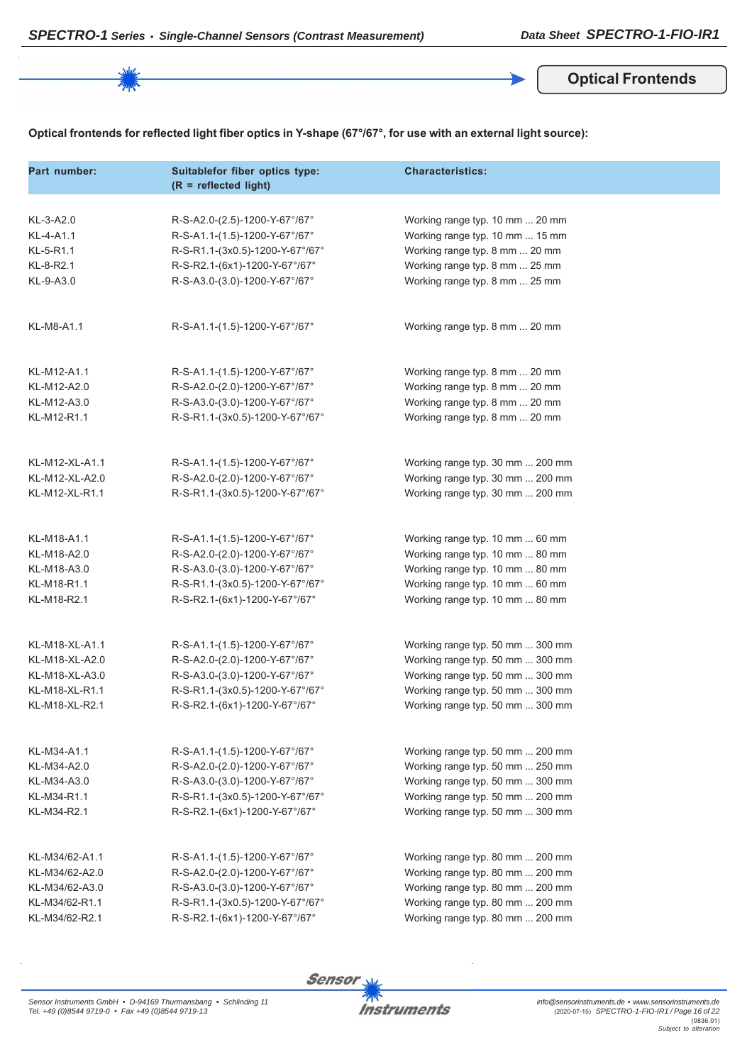## Optical Frontends

**Optical frontends for reflected light fiber optics in Y-shape (67°/67°, for use with an external light source):**

| Part number: | Suitablefor fiber optics type: (R = reflected light) | Characteristics: |
|---|---|---|
| KL-3-A2.0 | R-S-A2.0-(2.5)-1200-Y-67°/67° | Working range typ. 10 mm ... 20 mm |
| KL-4-A1.1 | R-S-A1.1-(1.5)-1200-Y-67°/67° | Working range typ. 10 mm ... 15 mm |
| KL-5-R1.1 | R-S-R1.1-(3x0.5)-1200-Y-67°/67° | Working range typ. 8 mm ... 20 mm |
| KL-8-R2.1 | R-S-R2.1-(6x1)-1200-Y-67°/67° | Working range typ. 8 mm ... 25 mm |
| KL-9-A3.0 | R-S-A3.0-(3.0)-1200-Y-67°/67° | Working range typ. 8 mm ... 25 mm |
| KL-M8-A1.1 | R-S-A1.1-(1.5)-1200-Y-67°/67° | Working range typ. 8 mm ... 20 mm |
| KL-M12-A1.1 | R-S-A1.1-(1.5)-1200-Y-67°/67° | Working range typ. 8 mm ... 20 mm |
| KL-M12-A2.0 | R-S-A2.0-(2.0)-1200-Y-67°/67° | Working range typ. 8 mm ... 20 mm |
| KL-M12-A3.0 | R-S-A3.0-(3.0)-1200-Y-67°/67° | Working range typ. 8 mm ... 20 mm |
| KL-M12-R1.1 | R-S-R1.1-(3x0.5)-1200-Y-67°/67° | Working range typ. 8 mm ... 20 mm |
| KL-M12-XL-A1.1 | R-S-A1.1-(1.5)-1200-Y-67°/67° | Working range typ. 30 mm ... 200 mm |
| KL-M12-XL-A2.0 | R-S-A2.0-(2.0)-1200-Y-67°/67° | Working range typ. 30 mm ... 200 mm |
| KL-M12-XL-R1.1 | R-S-R1.1-(3x0.5)-1200-Y-67°/67° | Working range typ. 30 mm ... 200 mm |
| KL-M18-A1.1 | R-S-A1.1-(1.5)-1200-Y-67°/67° | Working range typ. 10 mm ... 60 mm |
| KL-M18-A2.0 | R-S-A2.0-(2.0)-1200-Y-67°/67° | Working range typ. 10 mm ... 80 mm |
| KL-M18-A3.0 | R-S-A3.0-(3.0)-1200-Y-67°/67° | Working range typ. 10 mm ... 80 mm |
| KL-M18-R1.1 | R-S-R1.1-(3x0.5)-1200-Y-67°/67° | Working range typ. 10 mm ... 60 mm |
| KL-M18-R2.1 | R-S-R2.1-(6x1)-1200-Y-67°/67° | Working range typ. 10 mm ... 80 mm |
| KL-M18-XL-A1.1 | R-S-A1.1-(1.5)-1200-Y-67°/67° | Working range typ. 50 mm ... 300 mm |
| KL-M18-XL-A2.0 | R-S-A2.0-(2.0)-1200-Y-67°/67° | Working range typ. 50 mm ... 300 mm |
| KL-M18-XL-A3.0 | R-S-A3.0-(3.0)-1200-Y-67°/67° | Working range typ. 50 mm ... 300 mm |
| KL-M18-XL-R1.1 | R-S-R1.1-(3x0.5)-1200-Y-67°/67° | Working range typ. 50 mm ... 300 mm |
| KL-M18-XL-R2.1 | R-S-R2.1-(6x1)-1200-Y-67°/67° | Working range typ. 50 mm ... 300 mm |
| KL-M34-A1.1 | R-S-A1.1-(1.5)-1200-Y-67°/67° | Working range typ. 50 mm ... 200 mm |
| KL-M34-A2.0 | R-S-A2.0-(2.0)-1200-Y-67°/67° | Working range typ. 50 mm ... 250 mm |
| KL-M34-A3.0 | R-S-A3.0-(3.0)-1200-Y-67°/67° | Working range typ. 50 mm ... 300 mm |
| KL-M34-R1.1 | R-S-R1.1-(3x0.5)-1200-Y-67°/67° | Working range typ. 50 mm ... 200 mm |
| KL-M34-R2.1 | R-S-R2.1-(6x1)-1200-Y-67°/67° | Working range typ. 50 mm ... 300 mm |
| KL-M34/62-A1.1 | R-S-A1.1-(1.5)-1200-Y-67°/67° | Working range typ. 80 mm ... 200 mm |
| KL-M34/62-A2.0 | R-S-A2.0-(2.0)-1200-Y-67°/67° | Working range typ. 80 mm ... 200 mm |
| KL-M34/62-A3.0 | R-S-A3.0-(3.0)-1200-Y-67°/67° | Working range typ. 80 mm ... 200 mm |
| KL-M34/62-R1.1 | R-S-R1.1-(3x0.5)-1200-Y-67°/67° | Working range typ. 80 mm ... 200 mm |
| KL-M34/62-R2.1 | R-S-R2.1-(6x1)-1200-Y-67°/67° | Working range typ. 80 mm ... 200 mm |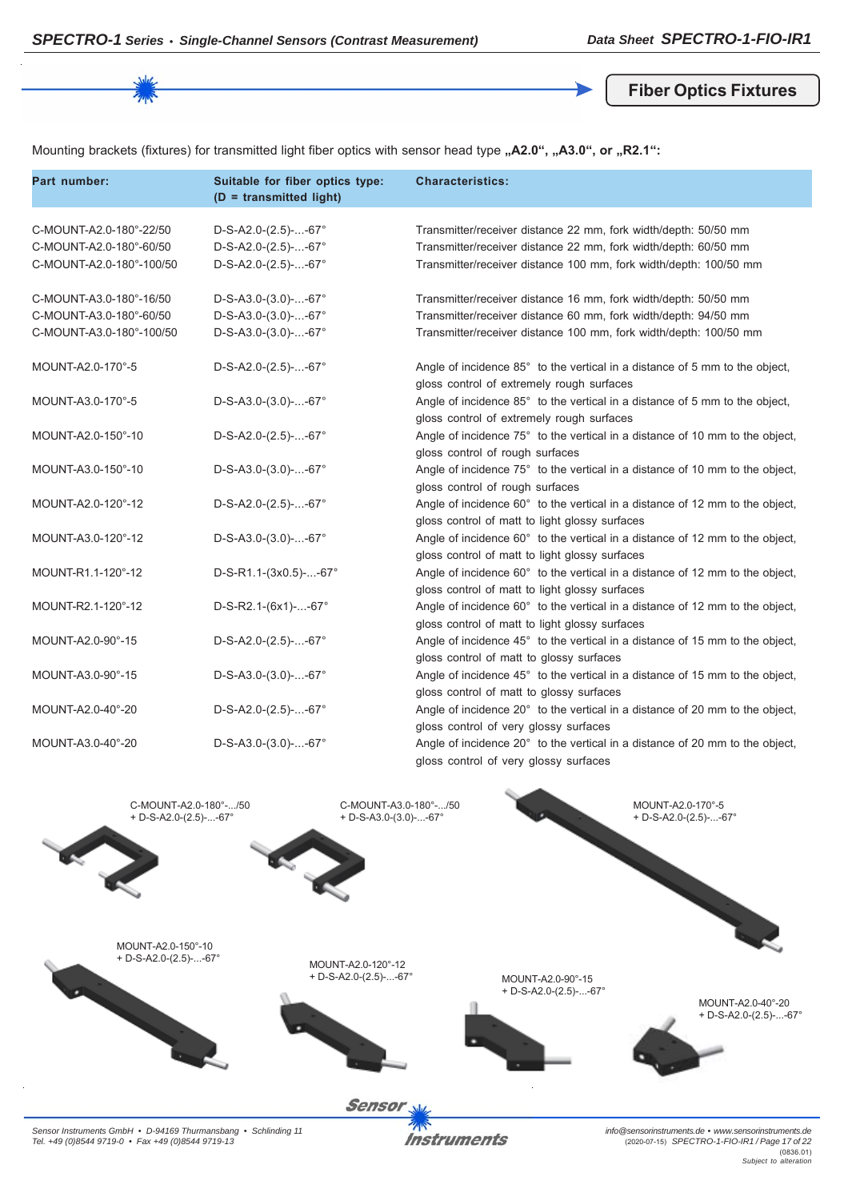## Fiber Optics Fixtures

Mounting brackets (fixtures) for transmitted light fiber optics with sensor head type **„A2.0“, „A3.0“, or „R2.1“:**

| Part number: | Suitable for fiber optics type: (D = transmitted light) | Characteristics: |
|---|---|---|
| C-MOUNT-A2.0-180°-22/50 | D-S-A2.0-(2.5)-...-67° | Transmitter/receiver distance 22 mm, fork width/depth: 50/50 mm |
| C-MOUNT-A2.0-180°-60/50 | D-S-A2.0-(2.5)-...-67° | Transmitter/receiver distance 22 mm, fork width/depth: 60/50 mm |
| C-MOUNT-A2.0-180°-100/50 | D-S-A2.0-(2.5)-...-67° | Transmitter/receiver distance 100 mm, fork width/depth: 100/50 mm |
| C-MOUNT-A3.0-180°-16/50 | D-S-A3.0-(3.0)-...-67° | Transmitter/receiver distance 16 mm, fork width/depth: 50/50 mm |
| C-MOUNT-A3.0-180°-60/50 | D-S-A3.0-(3.0)-...-67° | Transmitter/receiver distance 60 mm, fork width/depth: 94/50 mm |
| C-MOUNT-A3.0-180°-100/50 | D-S-A3.0-(3.0)-...-67° | Transmitter/receiver distance 100 mm, fork width/depth: 100/50 mm |
| MOUNT-A2.0-170°-5 | D-S-A2.0-(2.5)-...-67° | Angle of incidence 85° to the vertical in a distance of 5 mm to the object, gloss control of extremely rough surfaces |
| MOUNT-A3.0-170°-5 | D-S-A3.0-(3.0)-...-67° | Angle of incidence 85° to the vertical in a distance of 5 mm to the object, gloss control of extremely rough surfaces |
| MOUNT-A2.0-150°-10 | D-S-A2.0-(2.5)-...-67° | Angle of incidence 75° to the vertical in a distance of 10 mm to the object, gloss control of rough surfaces |
| MOUNT-A3.0-150°-10 | D-S-A3.0-(3.0)-...-67° | Angle of incidence 75° to the vertical in a distance of 10 mm to the object, gloss control of rough surfaces |
| MOUNT-A2.0-120°-12 | D-S-A2.0-(2.5)-...-67° | Angle of incidence 60° to the vertical in a distance of 12 mm to the object, gloss control of matt to light glossy surfaces |
| MOUNT-A3.0-120°-12 | D-S-A3.0-(3.0)-...-67° | Angle of incidence 60° to the vertical in a distance of 12 mm to the object, gloss control of matt to light glossy surfaces |
| MOUNT-R1.1-120°-12 | D-S-R1.1-(3x0.5)-...-67° | Angle of incidence 60° to the vertical in a distance of 12 mm to the object, gloss control of matt to light glossy surfaces |
| MOUNT-R2.1-120°-12 | D-S-R2.1-(6x1)-...-67° | Angle of incidence 60° to the vertical in a distance of 12 mm to the object, gloss control of matt to light glossy surfaces |
| MOUNT-A2.0-90°-15 | D-S-A2.0-(2.5)-...-67° | Angle of incidence 45° to the vertical in a distance of 15 mm to the object, gloss control of matt to glossy surfaces |
| MOUNT-A3.0-90°-15 | D-S-A3.0-(3.0)-...-67° | Angle of incidence 45° to the vertical in a distance of 15 mm to the object, gloss control of matt to glossy surfaces |
| MOUNT-A2.0-40°-20 | D-S-A2.0-(2.5)-...-67° | Angle of incidence 20° to the vertical in a distance of 20 mm to the object, gloss control of very glossy surfaces |
| MOUNT-A3.0-40°-20 | D-S-A3.0-(3.0)-...-67° | Angle of incidence 20° to the vertical in a distance of 20 mm to the object, gloss control of very glossy surfaces |

C-MOUNT-A2.0-180°-.../50
+ D-S-A2.0-(2.5)-...-67°

C-MOUNT-A3.0-180°-.../50
+ D-S-A3.0-(3.0)-...-67°

MOUNT-A2.0-170°-5
+ D-S-A2.0-(2.5)-...-67°

MOUNT-A2.0-150°-10
+ D-S-A2.0-(2.5)-...-67°

MOUNT-A2.0-120°-12
+ D-S-A2.0-(2.5)-...-67°

MOUNT-A2.0-90°-15
+ D-S-A2.0-(2.5)-...-67°

MOUNT-A2.0-40°-20
+ D-S-A2.0-(2.5)-...-67°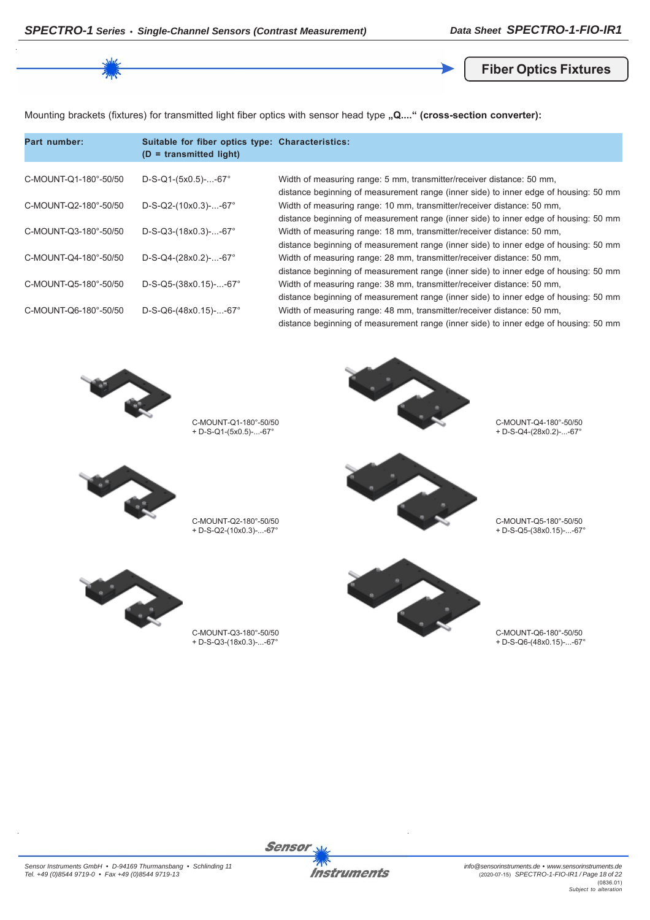## Fiber Optics Fixtures

Mounting brackets (fixtures) for transmitted light fiber optics with sensor head type **„Q...." (cross-section converter):**

| Part number: | Suitable for fiber optics type: (D = transmitted light) | Characteristics: |
|---|---|---|
| C-MOUNT-Q1-180°-50/50 | D-S-Q1-(5x0.5)-...-67° | Width of measuring range: 5 mm, transmitter/receiver distance: 50 mm, distance beginning of measurement range (inner side) to inner edge of housing: 50 mm |
| C-MOUNT-Q2-180°-50/50 | D-S-Q2-(10x0.3)-...-67° | Width of measuring range: 10 mm, transmitter/receiver distance: 50 mm, distance beginning of measurement range (inner side) to inner edge of housing: 50 mm |
| C-MOUNT-Q3-180°-50/50 | D-S-Q3-(18x0.3)-...-67° | Width of measuring range: 18 mm, transmitter/receiver distance: 50 mm, distance beginning of measurement range (inner side) to inner edge of housing: 50 mm |
| C-MOUNT-Q4-180°-50/50 | D-S-Q4-(28x0.2)-...-67° | Width of measuring range: 28 mm, transmitter/receiver distance: 50 mm, distance beginning of measurement range (inner side) to inner edge of housing: 50 mm |
| C-MOUNT-Q5-180°-50/50 | D-S-Q5-(38x0.15)-...-67° | Width of measuring range: 38 mm, transmitter/receiver distance: 50 mm, distance beginning of measurement range (inner side) to inner edge of housing: 50 mm |
| C-MOUNT-Q6-180°-50/50 | D-S-Q6-(48x0.15)-...-67° | Width of measuring range: 48 mm, transmitter/receiver distance: 50 mm, distance beginning of measurement range (inner side) to inner edge of housing: 50 mm |

C-MOUNT-Q1-180°-50/50
+ D-S-Q1-(5x0.5)-...-67°

C-MOUNT-Q4-180°-50/50
+ D-S-Q4-(28x0.2)-...-67°

C-MOUNT-Q2-180°-50/50
+ D-S-Q2-(10x0.3)-...-67°

C-MOUNT-Q5-180°-50/50
+ D-S-Q5-(38x0.15)-...-67°

C-MOUNT-Q3-180°-50/50
+ D-S-Q3-(18x0.3)-...-67°

C-MOUNT-Q6-180°-50/50
+ D-S-Q6-(48x0.15)-...-67°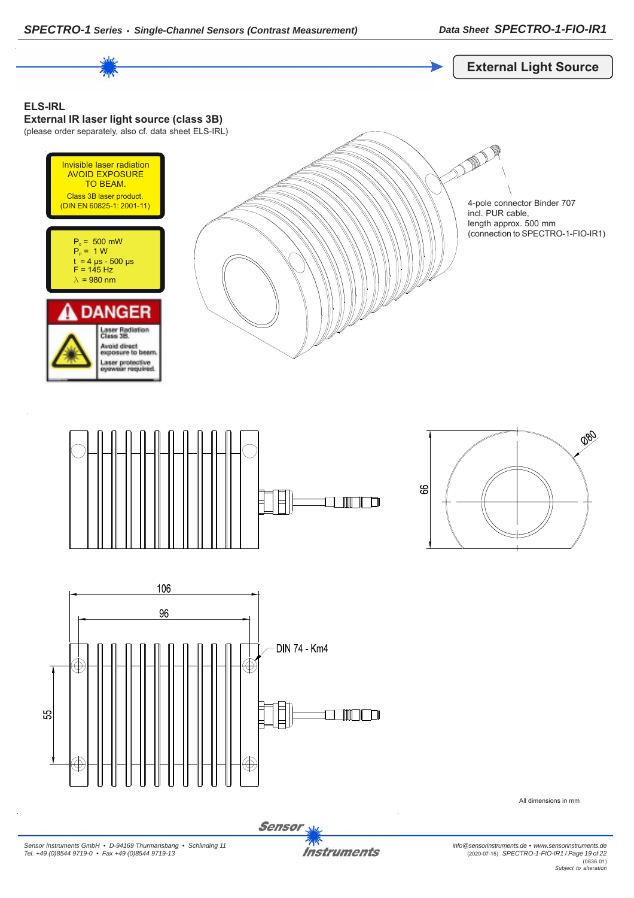## External Light Source

### ELS-IRL

**External IR laser light source (class 3B)**

(please order separately, also cf. data sheet ELS-IRL)

Invisible laser radiation
AVOID EXPOSURE
TO BEAM.
Class 3B laser product.
(DIN EN 60825-1: 2001-11)

$P_0$ = 500 mW
$P_P$ = 1 W
t = 4 µs - 500 µs
F = 145 Hz
$\lambda$ = 980 nm

DANGER
Laser Radiation Class 3B.
Avoid direct exposure to beam.
Laser protective eyewear required.

4-pole connector Binder 707
incl. PUR cable,
length approx. 500 mm
(connection to SPECTRO-1-FIO-IR1)

Ø80

66

106

96

DIN 74 - Km4

55

All dimensions in mm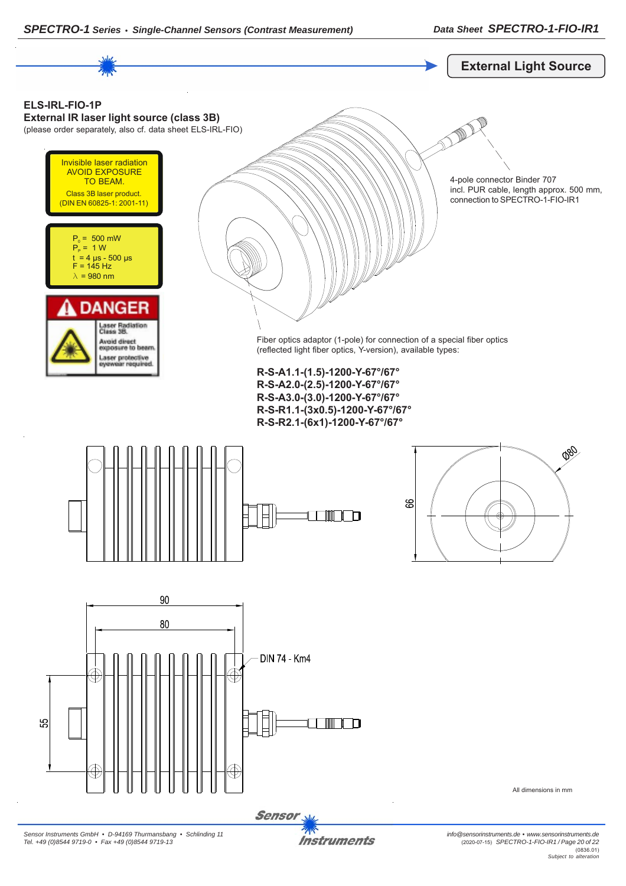## External Light Source

**ELS-IRL-FIO-1P**
**External IR laser light source (class 3B)**
(please order separately, also cf. data sheet ELS-IRL-FIO)

Invisible laser radiation
AVOID EXPOSURE
TO BEAM.
Class 3B laser product.
(DIN EN 60825-1: 2001-11)

$P_0$ = 500 mW
$P_P$ = 1 W
t = 4 µs - 500 µs
F = 145 Hz
$\lambda$ = 980 nm

DANGER
Laser Radiation
Class 3B.
Avoid direct
exposure to beam.
Laser protective
eyewear required.

4-pole connector Binder 707
incl. PUR cable, length approx. 500 mm,
connection to SPECTRO-1-FIO-IR1

Fiber optics adaptor (1-pole) for connection of a special fiber optics
(reflected light fiber optics, Y-version), available types:

**R-S-A1.1-(1.5)-1200-Y-67°/67°**
**R-S-A2.0-(2.5)-1200-Y-67°/67°**
**R-S-A3.0-(3.0)-1200-Y-67°/67°**
**R-S-R1.1-(3x0.5)-1200-Y-67°/67°**
**R-S-R2.1-(6x1)-1200-Y-67°/67°**

66
Ø80

90
80
DIN 74 - Km4
55

All dimensions in mm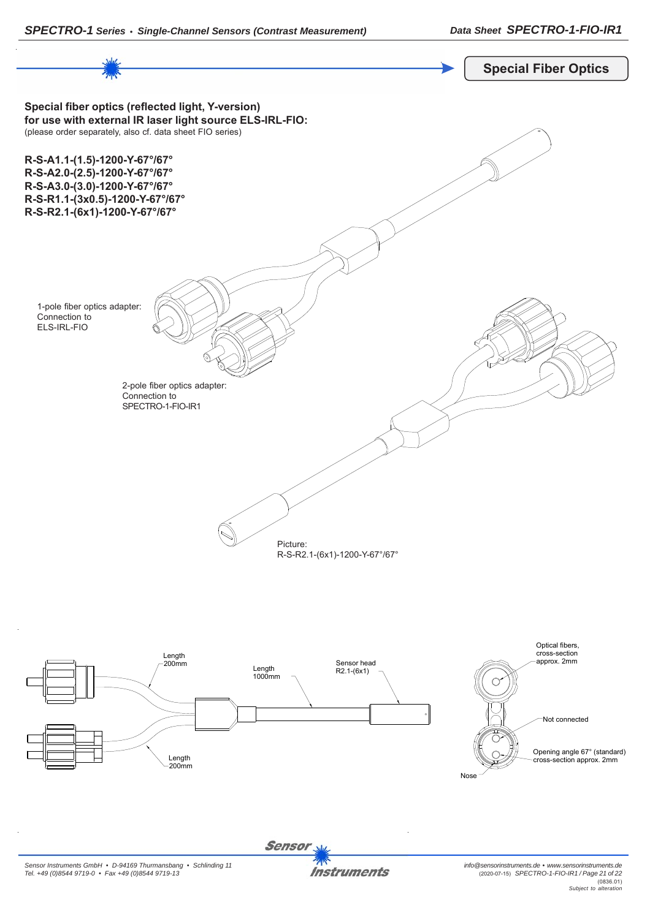## Special Fiber Optics

**Special fiber optics (reflected light, Y-version)**
**for use with external IR laser light source ELS-IRL-FIO:**
(please order separately, also cf. data sheet FIO series)

**R-S-A1.1-(1.5)-1200-Y-67°/67°**
**R-S-A2.0-(2.5)-1200-Y-67°/67°**
**R-S-A3.0-(3.0)-1200-Y-67°/67°**
**R-S-R1.1-(3x0.5)-1200-Y-67°/67°**
**R-S-R2.1-(6x1)-1200-Y-67°/67°**

1-pole fiber optics adapter:
Connection to
ELS-IRL-FIO

2-pole fiber optics adapter:
Connection to
SPECTRO-1-FIO-IR1

Picture:
R-S-R2.1-(6x1)-1200-Y-67°/67°

Length
200mm

Length
1000mm

Sensor head
R2.1-(6x1)

Length
200mm

Optical fibers,
cross-section
approx. 2mm

Not connected

Opening angle 67° (standard)
cross-section approx. 2mm

Nose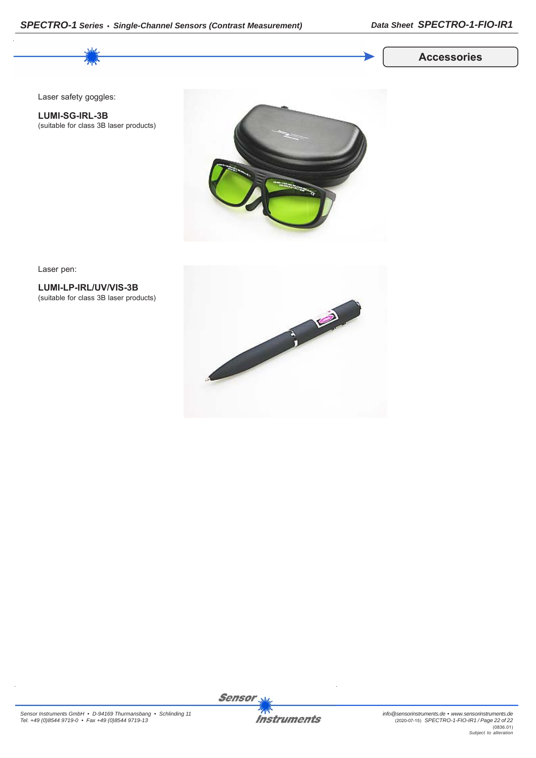## Accessories

Laser safety goggles:

**LUMI-SG-IRL-3B**
(suitable for class 3B laser products)

Laser pen:

**LUMI-LP-IRL/UV/VIS-3B**
(suitable for class 3B laser products)